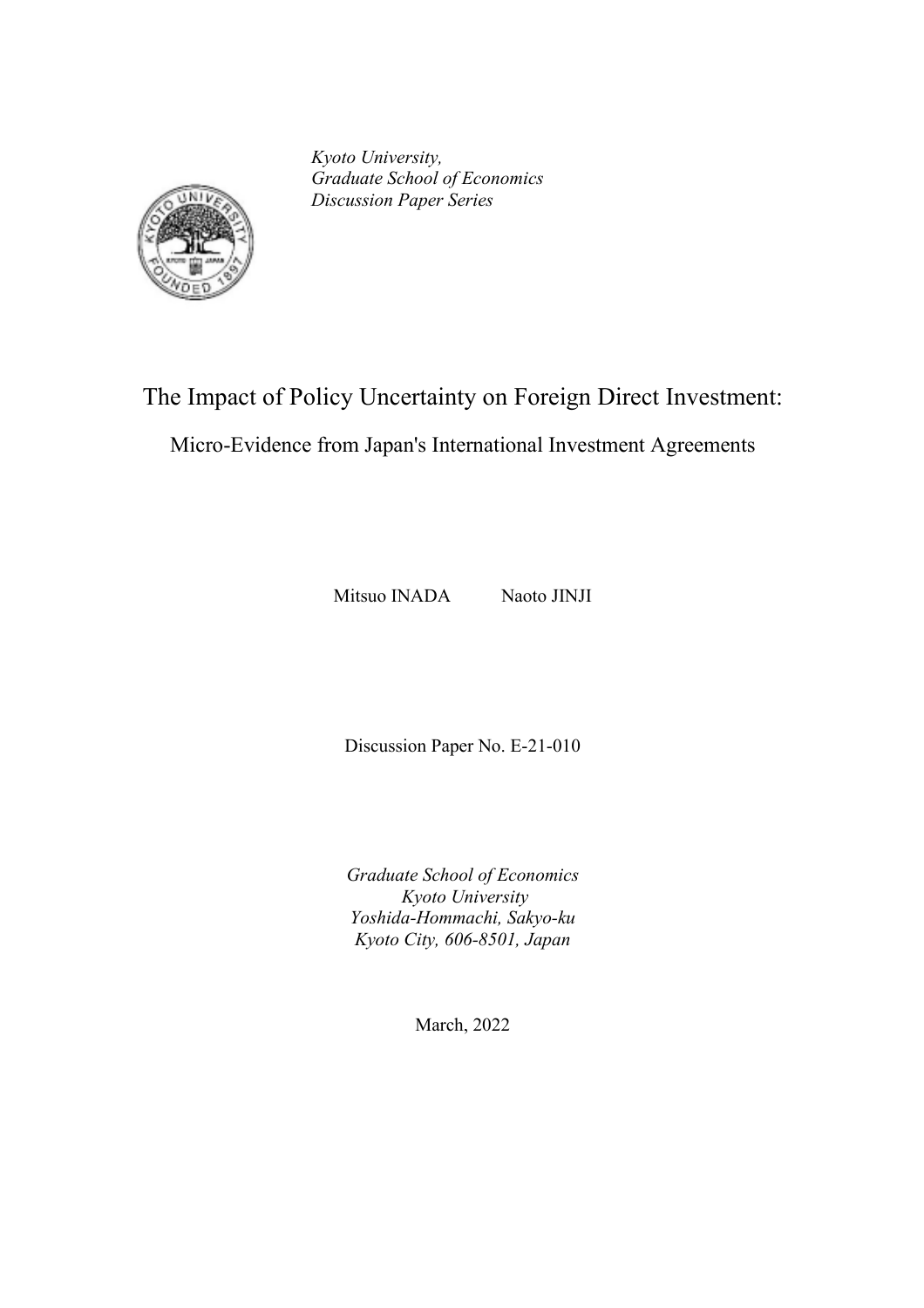*Kyoto University,*
*Graduate School of Economics*
*Discussion Paper Series*

# The Impact of Policy Uncertainty on Foreign Direct Investment:

## Micro-Evidence from Japan's International Investment Agreements

Mitsuo INADA   Naoto JINJI

Discussion Paper No. E-21-010

*Graduate School of Economics*
*Kyoto University*
*Yoshida-Hommachi, Sakyo-ku*
*Kyoto City, 606-8501, Japan*

March, 2022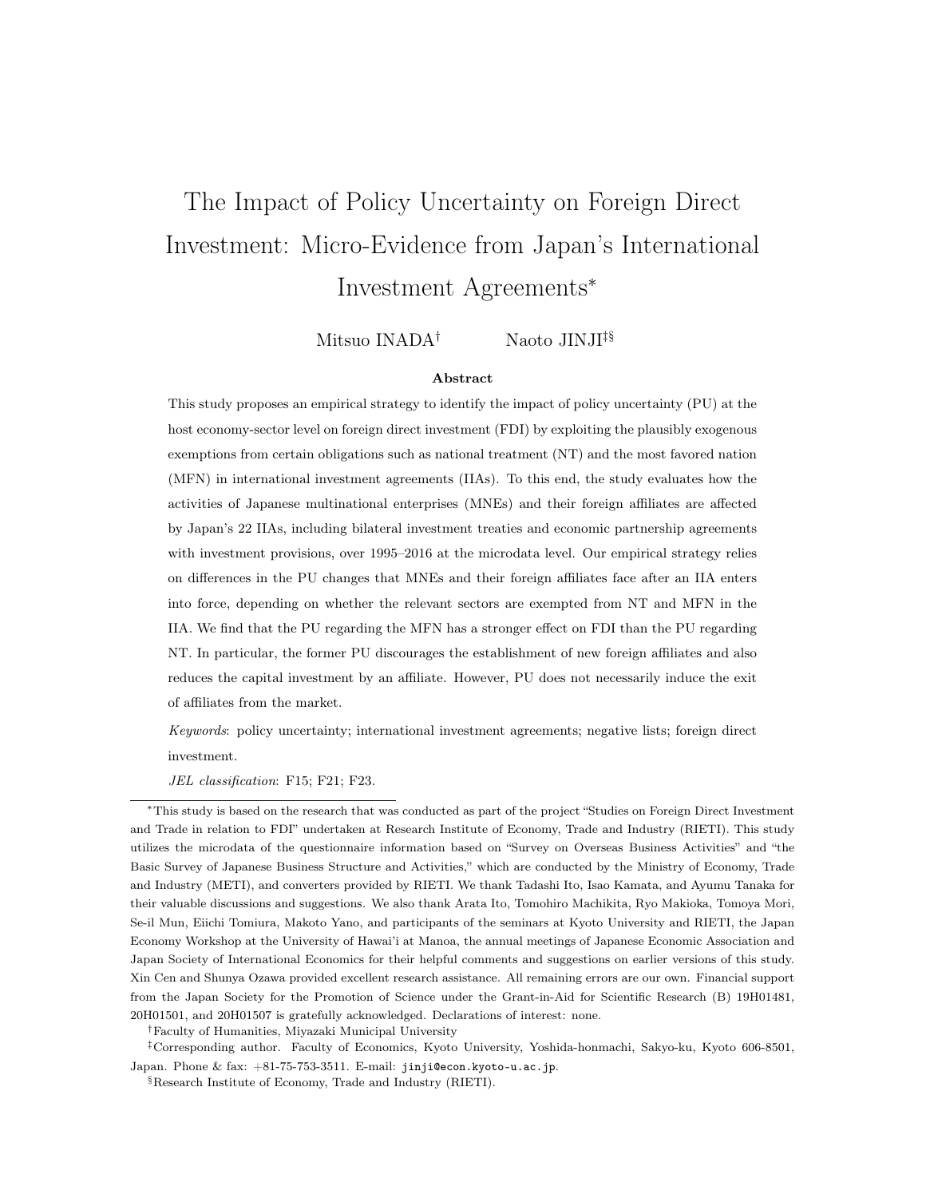# The Impact of Policy Uncertainty on Foreign Direct Investment: Micro-Evidence from Japan's International Investment Agreements*

Mitsuo INADA[†] Naoto JINJI[‡§]

**Abstract**

This study proposes an empirical strategy to identify the impact of policy uncertainty (PU) at the host economy-sector level on foreign direct investment (FDI) by exploiting the plausibly exogenous exemptions from certain obligations such as national treatment (NT) and the most favored nation (MFN) in international investment agreements (IIAs). To this end, the study evaluates how the activities of Japanese multinational enterprises (MNEs) and their foreign affiliates are affected by Japan's 22 IIAs, including bilateral investment treaties and economic partnership agreements with investment provisions, over 1995–2016 at the microdata level. Our empirical strategy relies on differences in the PU changes that MNEs and their foreign affiliates face after an IIA enters into force, depending on whether the relevant sectors are exempted from NT and MFN in the IIA. We find that the PU regarding the MFN has a stronger effect on FDI than the PU regarding NT. In particular, the former PU discourages the establishment of new foreign affiliates and also reduces the capital investment by an affiliate. However, PU does not necessarily induce the exit of affiliates from the market.

*Keywords*: policy uncertainty; international investment agreements; negative lists; foreign direct investment.

*JEL classification*: F15; F21; F23.

---

*This study is based on the research that was conducted as part of the project "Studies on Foreign Direct Investment and Trade in relation to FDI" undertaken at Research Institute of Economy, Trade and Industry (RIETI). This study utilizes the microdata of the questionnaire information based on "Survey on Overseas Business Activities" and "the Basic Survey of Japanese Business Structure and Activities," which are conducted by the Ministry of Economy, Trade and Industry (METI), and converters provided by RIETI. We thank Tadashi Ito, Isao Kamata, and Ayumu Tanaka for their valuable discussions and suggestions. We also thank Arata Ito, Tomohiro Machikita, Ryo Makioka, Tomoya Mori, Se-il Mun, Eiichi Tomiura, Makoto Yano, and participants of the seminars at Kyoto University and RIETI, the Japan Economy Workshop at the University of Hawai'i at Manoa, the annual meetings of Japanese Economic Association and Japan Society of International Economics for their helpful comments and suggestions on earlier versions of this study. Xin Cen and Shunya Ozawa provided excellent research assistance. All remaining errors are our own. Financial support from the Japan Society for the Promotion of Science under the Grant-in-Aid for Scientific Research (B) 19H01481, 20H01501, and 20H01507 is gratefully acknowledged. Declarations of interest: none.

[†]Faculty of Humanities, Miyazaki Municipal University

[‡]Corresponding author. Faculty of Economics, Kyoto University, Yoshida-honmachi, Sakyo-ku, Kyoto 606-8501, Japan. Phone & fax: +81-75-753-3511. E-mail: jinji@econ.kyoto-u.ac.jp.

[§]Research Institute of Economy, Trade and Industry (RIETI).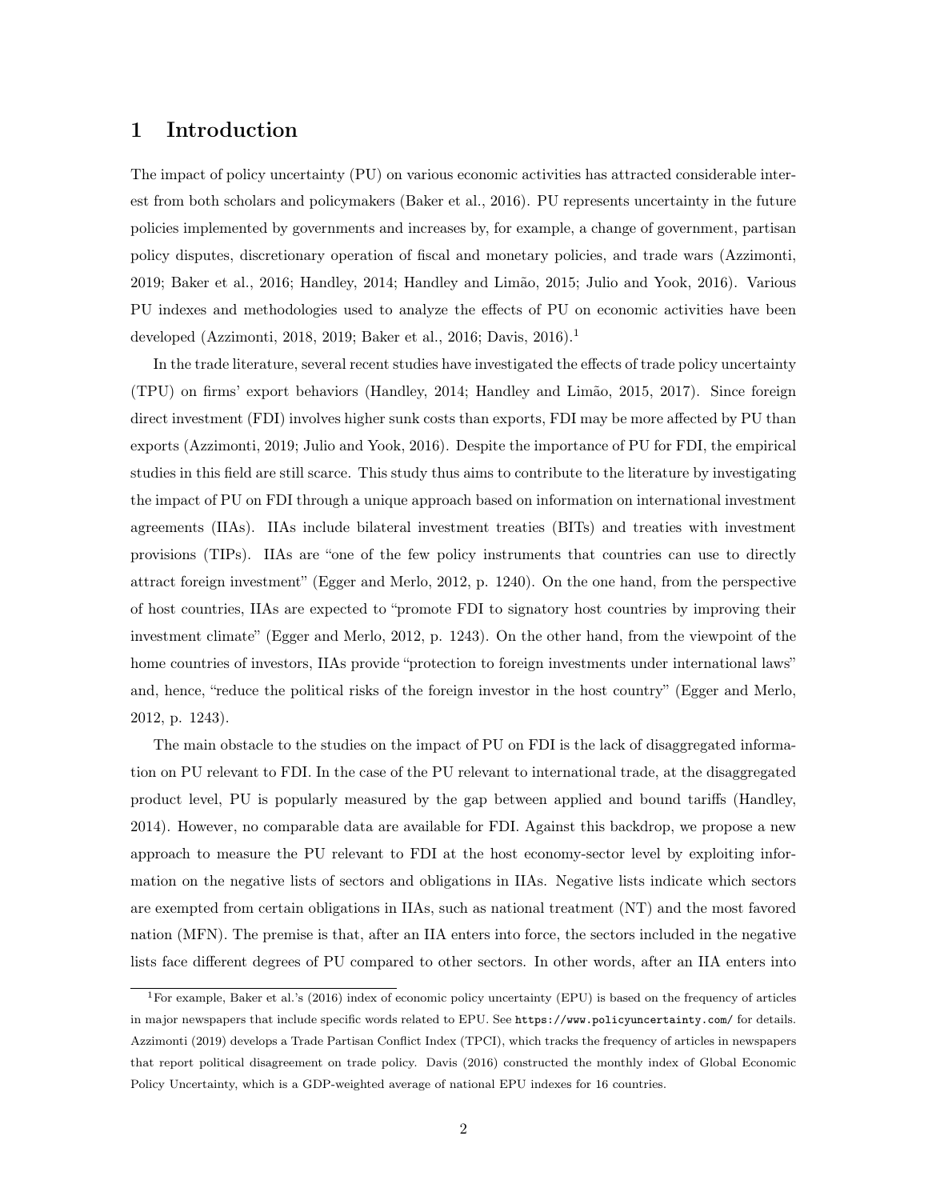# 1 Introduction

The impact of policy uncertainty (PU) on various economic activities has attracted considerable interest from both scholars and policymakers (Baker et al., 2016). PU represents uncertainty in the future policies implemented by governments and increases by, for example, a change of government, partisan policy disputes, discretionary operation of fiscal and monetary policies, and trade wars (Azzimonti, 2019; Baker et al., 2016; Handley, 2014; Handley and Limão, 2015; Julio and Yook, 2016). Various PU indexes and methodologies used to analyze the effects of PU on economic activities have been developed (Azzimonti, 2018, 2019; Baker et al., 2016; Davis, 2016).[1]

In the trade literature, several recent studies have investigated the effects of trade policy uncertainty (TPU) on firms' export behaviors (Handley, 2014; Handley and Limão, 2015, 2017). Since foreign direct investment (FDI) involves higher sunk costs than exports, FDI may be more affected by PU than exports (Azzimonti, 2019; Julio and Yook, 2016). Despite the importance of PU for FDI, the empirical studies in this field are still scarce. This study thus aims to contribute to the literature by investigating the impact of PU on FDI through a unique approach based on information on international investment agreements (IIAs). IIAs include bilateral investment treaties (BITs) and treaties with investment provisions (TIPs). IIAs are "one of the few policy instruments that countries can use to directly attract foreign investment" (Egger and Merlo, 2012, p. 1240). On the one hand, from the perspective of host countries, IIAs are expected to "promote FDI to signatory host countries by improving their investment climate" (Egger and Merlo, 2012, p. 1243). On the other hand, from the viewpoint of the home countries of investors, IIAs provide "protection to foreign investments under international laws" and, hence, "reduce the political risks of the foreign investor in the host country" (Egger and Merlo, 2012, p. 1243).

The main obstacle to the studies on the impact of PU on FDI is the lack of disaggregated information on PU relevant to FDI. In the case of the PU relevant to international trade, at the disaggregated product level, PU is popularly measured by the gap between applied and bound tariffs (Handley, 2014). However, no comparable data are available for FDI. Against this backdrop, we propose a new approach to measure the PU relevant to FDI at the host economy-sector level by exploiting information on the negative lists of sectors and obligations in IIAs. Negative lists indicate which sectors are exempted from certain obligations in IIAs, such as national treatment (NT) and the most favored nation (MFN). The premise is that, after an IIA enters into force, the sectors included in the negative lists face different degrees of PU compared to other sectors. In other words, after an IIA enters into

[1] For example, Baker et al.'s (2016) index of economic policy uncertainty (EPU) is based on the frequency of articles in major newspapers that include specific words related to EPU. See https://www.policyuncertainty.com/ for details. Azzimonti (2019) develops a Trade Partisan Conflict Index (TPCI), which tracks the frequency of articles in newspapers that report political disagreement on trade policy. Davis (2016) constructed the monthly index of Global Economic Policy Uncertainty, which is a GDP-weighted average of national EPU indexes for 16 countries.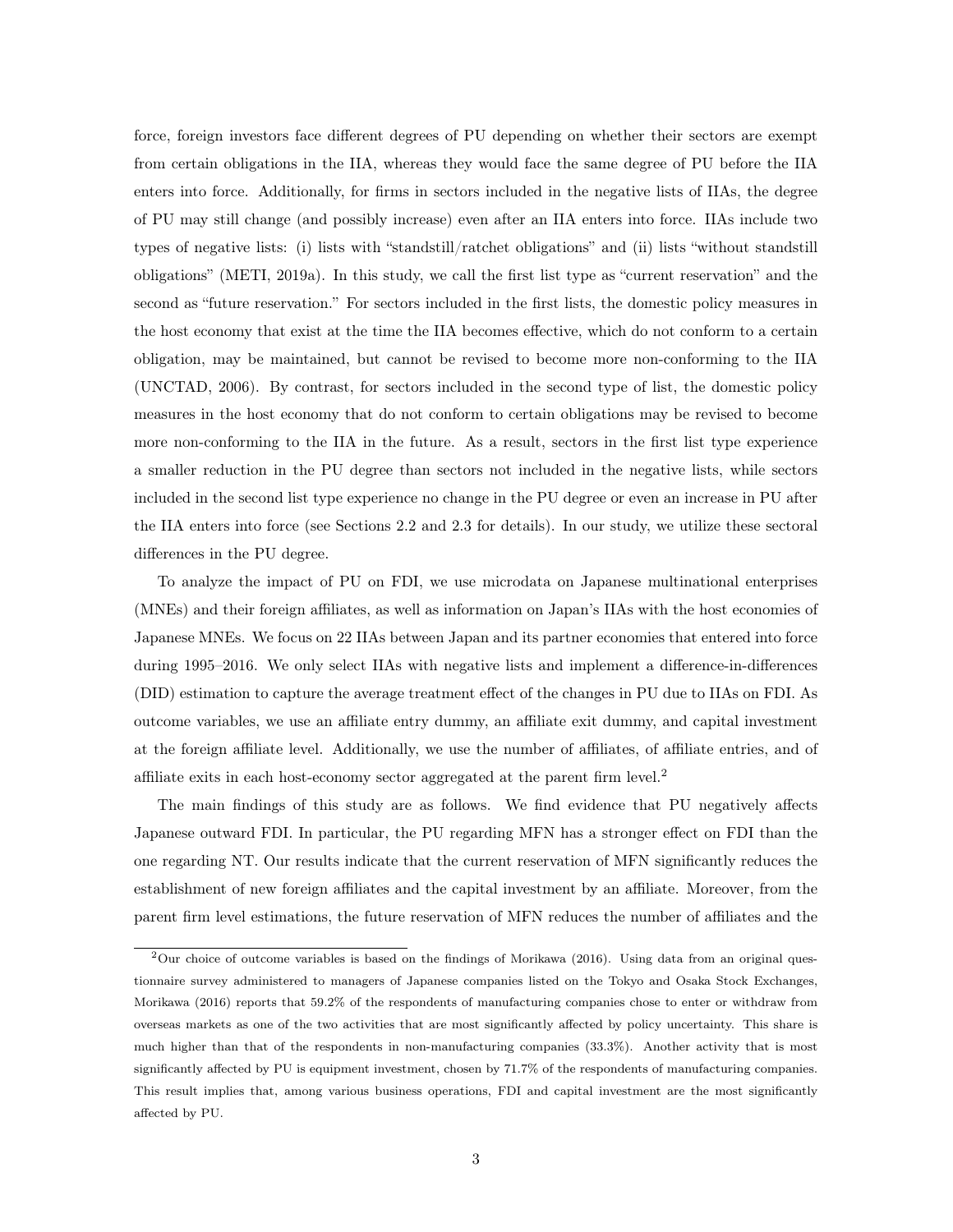force, foreign investors face different degrees of PU depending on whether their sectors are exempt from certain obligations in the IIA, whereas they would face the same degree of PU before the IIA enters into force. Additionally, for firms in sectors included in the negative lists of IIAs, the degree of PU may still change (and possibly increase) even after an IIA enters into force. IIAs include two types of negative lists: (i) lists with "standstill/ratchet obligations" and (ii) lists "without standstill obligations" (METI, 2019a). In this study, we call the first list type as "current reservation" and the second as "future reservation." For sectors included in the first lists, the domestic policy measures in the host economy that exist at the time the IIA becomes effective, which do not conform to a certain obligation, may be maintained, but cannot be revised to become more non-conforming to the IIA (UNCTAD, 2006). By contrast, for sectors included in the second type of list, the domestic policy measures in the host economy that do not conform to certain obligations may be revised to become more non-conforming to the IIA in the future. As a result, sectors in the first list type experience a smaller reduction in the PU degree than sectors not included in the negative lists, while sectors included in the second list type experience no change in the PU degree or even an increase in PU after the IIA enters into force (see Sections 2.2 and 2.3 for details). In our study, we utilize these sectoral differences in the PU degree.

To analyze the impact of PU on FDI, we use microdata on Japanese multinational enterprises (MNEs) and their foreign affiliates, as well as information on Japan's IIAs with the host economies of Japanese MNEs. We focus on 22 IIAs between Japan and its partner economies that entered into force during 1995–2016. We only select IIAs with negative lists and implement a difference-in-differences (DID) estimation to capture the average treatment effect of the changes in PU due to IIAs on FDI. As outcome variables, we use an affiliate entry dummy, an affiliate exit dummy, and capital investment at the foreign affiliate level. Additionally, we use the number of affiliates, of affiliate entries, and of affiliate exits in each host-economy sector aggregated at the parent firm level.[2]

The main findings of this study are as follows. We find evidence that PU negatively affects Japanese outward FDI. In particular, the PU regarding MFN has a stronger effect on FDI than the one regarding NT. Our results indicate that the current reservation of MFN significantly reduces the establishment of new foreign affiliates and the capital investment by an affiliate. Moreover, from the parent firm level estimations, the future reservation of MFN reduces the number of affiliates and the

[2] Our choice of outcome variables is based on the findings of Morikawa (2016). Using data from an original questionnaire survey administered to managers of Japanese companies listed on the Tokyo and Osaka Stock Exchanges, Morikawa (2016) reports that 59.2% of the respondents of manufacturing companies chose to enter or withdraw from overseas markets as one of the two activities that are most significantly affected by policy uncertainty. This share is much higher than that of the respondents in non-manufacturing companies (33.3%). Another activity that is most significantly affected by PU is equipment investment, chosen by 71.7% of the respondents of manufacturing companies. This result implies that, among various business operations, FDI and capital investment are the most significantly affected by PU.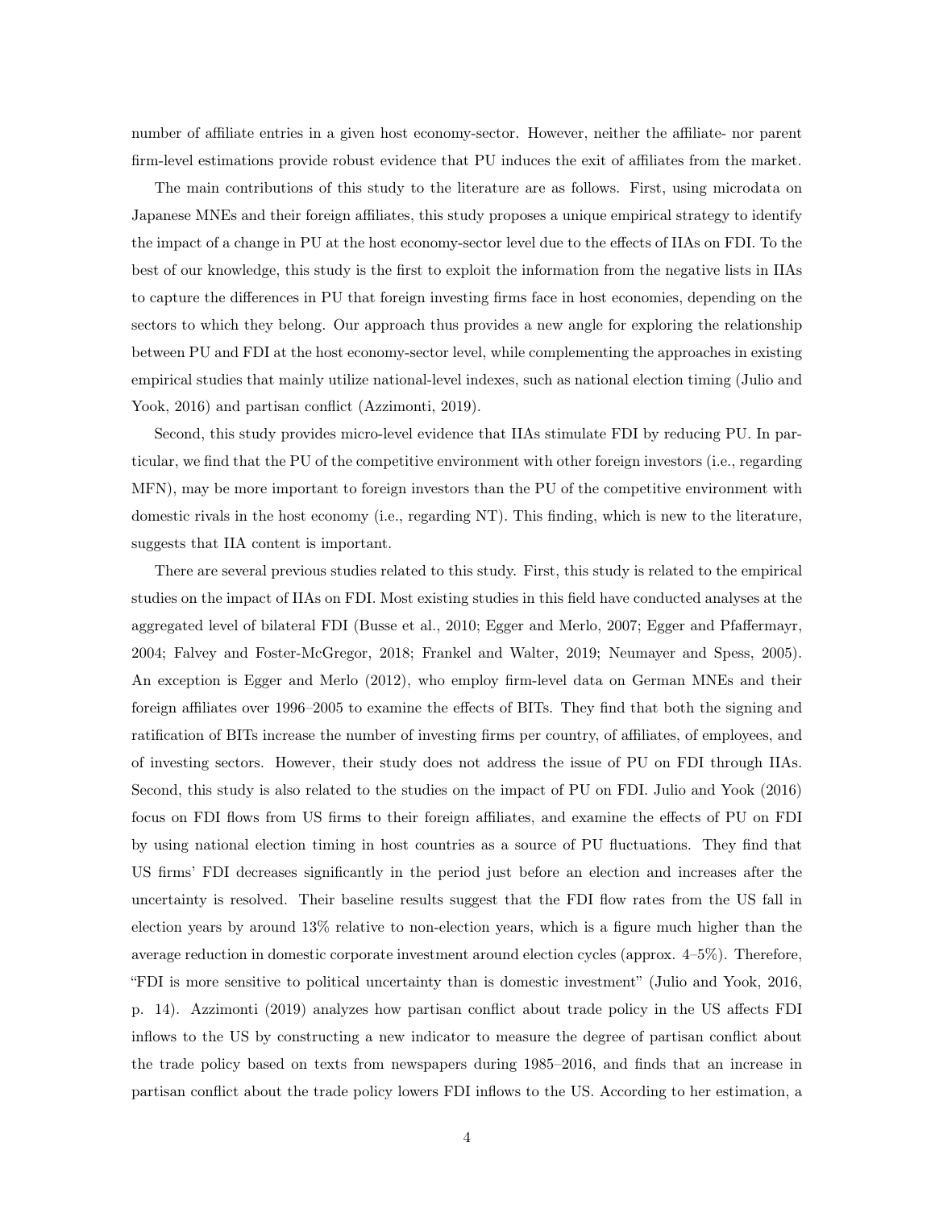number of affiliate entries in a given host economy-sector. However, neither the affiliate- nor parent firm-level estimations provide robust evidence that PU induces the exit of affiliates from the market.

The main contributions of this study to the literature are as follows. First, using microdata on Japanese MNEs and their foreign affiliates, this study proposes a unique empirical strategy to identify the impact of a change in PU at the host economy-sector level due to the effects of IIAs on FDI. To the best of our knowledge, this study is the first to exploit the information from the negative lists in IIAs to capture the differences in PU that foreign investing firms face in host economies, depending on the sectors to which they belong. Our approach thus provides a new angle for exploring the relationship between PU and FDI at the host economy-sector level, while complementing the approaches in existing empirical studies that mainly utilize national-level indexes, such as national election timing (Julio and Yook, 2016) and partisan conflict (Azzimonti, 2019).

Second, this study provides micro-level evidence that IIAs stimulate FDI by reducing PU. In particular, we find that the PU of the competitive environment with other foreign investors (i.e., regarding MFN), may be more important to foreign investors than the PU of the competitive environment with domestic rivals in the host economy (i.e., regarding NT). This finding, which is new to the literature, suggests that IIA content is important.

There are several previous studies related to this study. First, this study is related to the empirical studies on the impact of IIAs on FDI. Most existing studies in this field have conducted analyses at the aggregated level of bilateral FDI (Busse et al., 2010; Egger and Merlo, 2007; Egger and Pfaffermayr, 2004; Falvey and Foster-McGregor, 2018; Frankel and Walter, 2019; Neumayer and Spess, 2005). An exception is Egger and Merlo (2012), who employ firm-level data on German MNEs and their foreign affiliates over 1996–2005 to examine the effects of BITs. They find that both the signing and ratification of BITs increase the number of investing firms per country, of affiliates, of employees, and of investing sectors. However, their study does not address the issue of PU on FDI through IIAs. Second, this study is also related to the studies on the impact of PU on FDI. Julio and Yook (2016) focus on FDI flows from US firms to their foreign affiliates, and examine the effects of PU on FDI by using national election timing in host countries as a source of PU fluctuations. They find that US firms' FDI decreases significantly in the period just before an election and increases after the uncertainty is resolved. Their baseline results suggest that the FDI flow rates from the US fall in election years by around 13% relative to non-election years, which is a figure much higher than the average reduction in domestic corporate investment around election cycles (approx. 4–5%). Therefore, "FDI is more sensitive to political uncertainty than is domestic investment" (Julio and Yook, 2016, p. 14). Azzimonti (2019) analyzes how partisan conflict about trade policy in the US affects FDI inflows to the US by constructing a new indicator to measure the degree of partisan conflict about the trade policy based on texts from newspapers during 1985–2016, and finds that an increase in partisan conflict about the trade policy lowers FDI inflows to the US. According to her estimation, a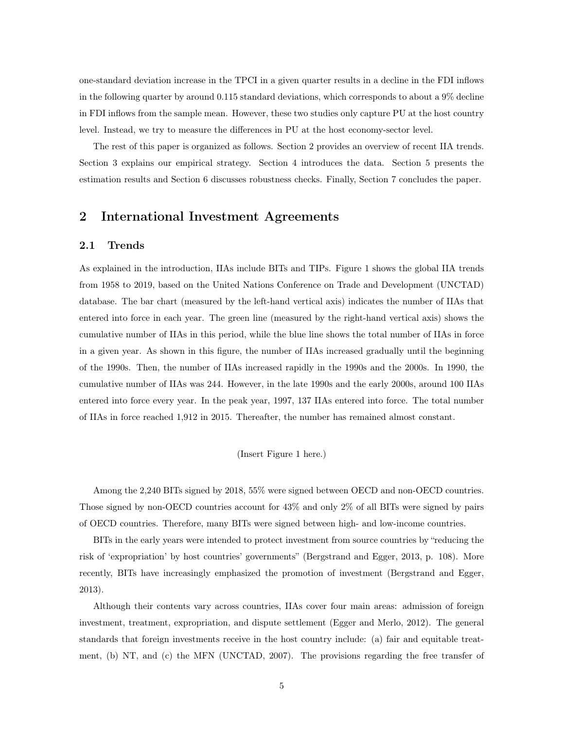one-standard deviation increase in the TPCI in a given quarter results in a decline in the FDI inflows in the following quarter by around 0.115 standard deviations, which corresponds to about a 9% decline in FDI inflows from the sample mean. However, these two studies only capture PU at the host country level. Instead, we try to measure the differences in PU at the host economy-sector level.

The rest of this paper is organized as follows. Section 2 provides an overview of recent IIA trends. Section 3 explains our empirical strategy. Section 4 introduces the data. Section 5 presents the estimation results and Section 6 discusses robustness checks. Finally, Section 7 concludes the paper.

## 2 International Investment Agreements

### 2.1 Trends

As explained in the introduction, IIAs include BITs and TIPs. Figure 1 shows the global IIA trends from 1958 to 2019, based on the United Nations Conference on Trade and Development (UNCTAD) database. The bar chart (measured by the left-hand vertical axis) indicates the number of IIAs that entered into force in each year. The green line (measured by the right-hand vertical axis) shows the cumulative number of IIAs in this period, while the blue line shows the total number of IIAs in force in a given year. As shown in this figure, the number of IIAs increased gradually until the beginning of the 1990s. Then, the number of IIAs increased rapidly in the 1990s and the 2000s. In 1990, the cumulative number of IIAs was 244. However, in the late 1990s and the early 2000s, around 100 IIAs entered into force every year. In the peak year, 1997, 137 IIAs entered into force. The total number of IIAs in force reached 1,912 in 2015. Thereafter, the number has remained almost constant.

(Insert Figure 1 here.)

Among the 2,240 BITs signed by 2018, 55% were signed between OECD and non-OECD countries. Those signed by non-OECD countries account for 43% and only 2% of all BITs were signed by pairs of OECD countries. Therefore, many BITs were signed between high- and low-income countries.

BITs in the early years were intended to protect investment from source countries by "reducing the risk of 'expropriation' by host countries' governments" (Bergstrand and Egger, 2013, p. 108). More recently, BITs have increasingly emphasized the promotion of investment (Bergstrand and Egger, 2013).

Although their contents vary across countries, IIAs cover four main areas: admission of foreign investment, treatment, expropriation, and dispute settlement (Egger and Merlo, 2012). The general standards that foreign investments receive in the host country include: (a) fair and equitable treatment, (b) NT, and (c) the MFN (UNCTAD, 2007). The provisions regarding the free transfer of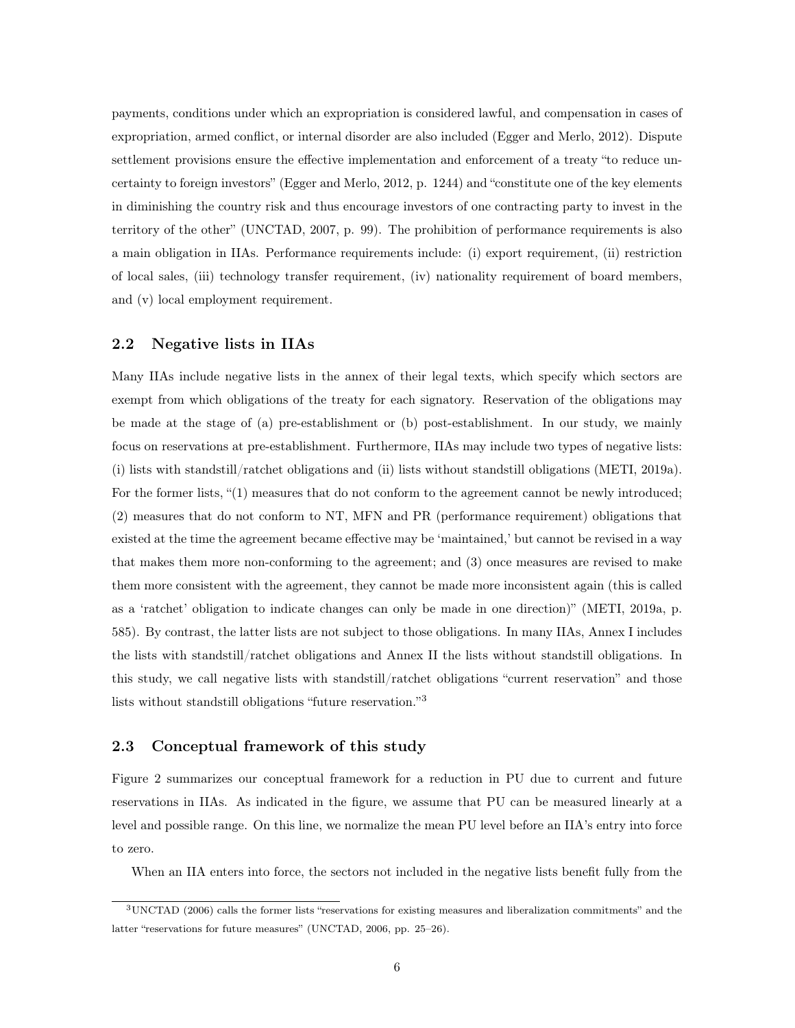payments, conditions under which an expropriation is considered lawful, and compensation in cases of expropriation, armed conflict, or internal disorder are also included (Egger and Merlo, 2012). Dispute settlement provisions ensure the effective implementation and enforcement of a treaty "to reduce uncertainty to foreign investors" (Egger and Merlo, 2012, p. 1244) and "constitute one of the key elements in diminishing the country risk and thus encourage investors of one contracting party to invest in the territory of the other" (UNCTAD, 2007, p. 99). The prohibition of performance requirements is also a main obligation in IIAs. Performance requirements include: (i) export requirement, (ii) restriction of local sales, (iii) technology transfer requirement, (iv) nationality requirement of board members, and (v) local employment requirement.

## 2.2 Negative lists in IIAs

Many IIAs include negative lists in the annex of their legal texts, which specify which sectors are exempt from which obligations of the treaty for each signatory. Reservation of the obligations may be made at the stage of (a) pre-establishment or (b) post-establishment. In our study, we mainly focus on reservations at pre-establishment. Furthermore, IIAs may include two types of negative lists: (i) lists with standstill/ratchet obligations and (ii) lists without standstill obligations (METI, 2019a). For the former lists, "(1) measures that do not conform to the agreement cannot be newly introduced; (2) measures that do not conform to NT, MFN and PR (performance requirement) obligations that existed at the time the agreement became effective may be 'maintained,' but cannot be revised in a way that makes them more non-conforming to the agreement; and (3) once measures are revised to make them more consistent with the agreement, they cannot be made more inconsistent again (this is called as a 'ratchet' obligation to indicate changes can only be made in one direction)" (METI, 2019a, p. 585). By contrast, the latter lists are not subject to those obligations. In many IIAs, Annex I includes the lists with standstill/ratchet obligations and Annex II the lists without standstill obligations. In this study, we call negative lists with standstill/ratchet obligations "current reservation" and those lists without standstill obligations "future reservation."[3]

## 2.3 Conceptual framework of this study

Figure 2 summarizes our conceptual framework for a reduction in PU due to current and future reservations in IIAs. As indicated in the figure, we assume that PU can be measured linearly at a level and possible range. On this line, we normalize the mean PU level before an IIA's entry into force to zero.

When an IIA enters into force, the sectors not included in the negative lists benefit fully from the

[3] UNCTAD (2006) calls the former lists "reservations for existing measures and liberalization commitments" and the latter "reservations for future measures" (UNCTAD, 2006, pp. 25–26).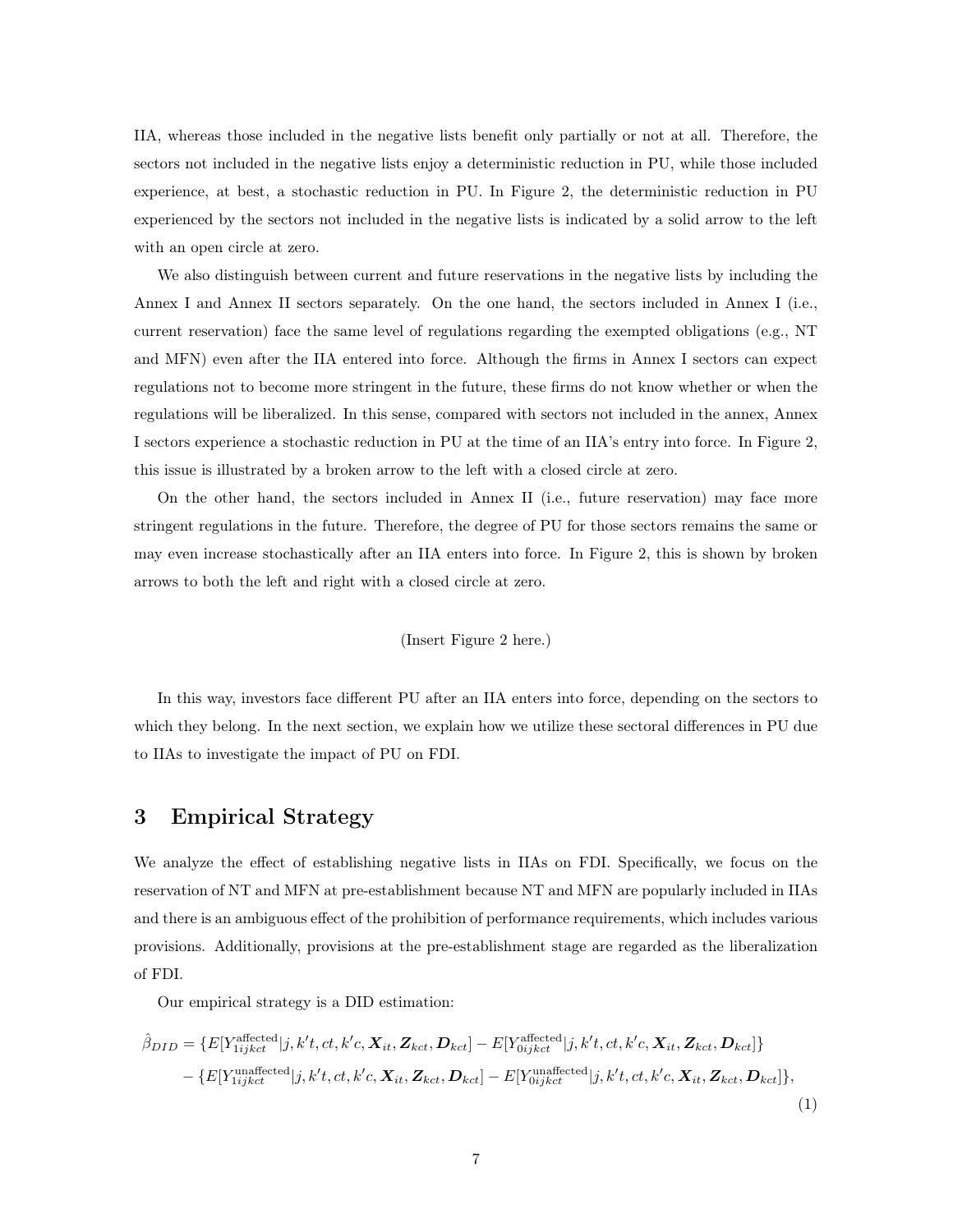IIA, whereas those included in the negative lists benefit only partially or not at all. Therefore, the sectors not included in the negative lists enjoy a deterministic reduction in PU, while those included experience, at best, a stochastic reduction in PU. In Figure 2, the deterministic reduction in PU experienced by the sectors not included in the negative lists is indicated by a solid arrow to the left with an open circle at zero.

We also distinguish between current and future reservations in the negative lists by including the Annex I and Annex II sectors separately. On the one hand, the sectors included in Annex I (i.e., current reservation) face the same level of regulations regarding the exempted obligations (e.g., NT and MFN) even after the IIA entered into force. Although the firms in Annex I sectors can expect regulations not to become more stringent in the future, these firms do not know whether or when the regulations will be liberalized. In this sense, compared with sectors not included in the annex, Annex I sectors experience a stochastic reduction in PU at the time of an IIA's entry into force. In Figure 2, this issue is illustrated by a broken arrow to the left with a closed circle at zero.

On the other hand, the sectors included in Annex II (i.e., future reservation) may face more stringent regulations in the future. Therefore, the degree of PU for those sectors remains the same or may even increase stochastically after an IIA enters into force. In Figure 2, this is shown by broken arrows to both the left and right with a closed circle at zero.

(Insert Figure 2 here.)

In this way, investors face different PU after an IIA enters into force, depending on the sectors to which they belong. In the next section, we explain how we utilize these sectoral differences in PU due to IIAs to investigate the impact of PU on FDI.

## 3 Empirical Strategy

We analyze the effect of establishing negative lists in IIAs on FDI. Specifically, we focus on the reservation of NT and MFN at pre-establishment because NT and MFN are popularly included in IIAs and there is an ambiguous effect of the prohibition of performance requirements, which includes various provisions. Additionally, provisions at the pre-establishment stage are regarded as the liberalization of FDI.

Our empirical strategy is a DID estimation:

$$
\begin{aligned}
\hat{\beta}_{DID} = &\{E[Y_{1ijkct}^{\text{affected}}|j, k't, ct, k'c, \boldsymbol{X}_{it}, \boldsymbol{Z}_{kct}, \boldsymbol{D}_{kct}] - E[Y_{0ijkct}^{\text{affected}}|j, k't, ct, k'c, \boldsymbol{X}_{it}, \boldsymbol{Z}_{kct}, \boldsymbol{D}_{kct}]\} \\
&- \{E[Y_{1ijkct}^{\text{unaffected}}|j, k't, ct, k'c, \boldsymbol{X}_{it}, \boldsymbol{Z}_{kct}, \boldsymbol{D}_{kct}] - E[Y_{0ijkct}^{\text{unaffected}}|j, k't, ct, k'c, \boldsymbol{X}_{it}, \boldsymbol{Z}_{kct}, \boldsymbol{D}_{kct}]\},
\end{aligned}
\tag{1}
$$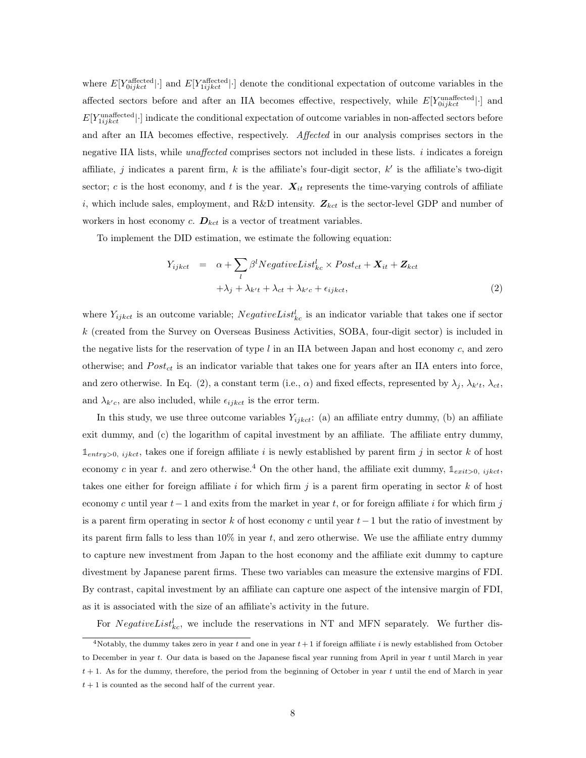where $E[Y^{\text{affected}}_{0ijkct}|\cdot]$ and $E[Y^{\text{affected}}_{1ijkct}|\cdot]$ denote the conditional expectation of outcome variables in the affected sectors before and after an IIA becomes effective, respectively, while $E[Y^{\text{unaffected}}_{0ijkct}|\cdot]$ and $E[Y^{\text{unaffected}}_{1ijkct}|\cdot]$ indicate the conditional expectation of outcome variables in non-affected sectors before and after an IIA becomes effective, respectively. *Affected* in our analysis comprises sectors in the negative IIA lists, while *unaffected* comprises sectors not included in these lists. $i$ indicates a foreign affiliate, $j$ indicates a parent firm, $k$ is the affiliate's four-digit sector, $k'$ is the affiliate's two-digit sector; $c$ is the host economy, and $t$ is the year. $\boldsymbol{X}_{it}$ represents the time-varying controls of affiliate $i$, which include sales, employment, and R&D intensity. $\boldsymbol{Z}_{kct}$ is the sector-level GDP and number of workers in host economy $c$. $\boldsymbol{D}_{kct}$ is a vector of treatment variables.

To implement the DID estimation, we estimate the following equation:

$$
\begin{aligned}
Y_{ijkct} \quad = \quad & \alpha + \sum_{l} \beta^{l} NegativeList^{l}_{kc} \times Post_{ct} + \boldsymbol{X}_{it} + \boldsymbol{Z}_{kct} \\
& + \lambda_{j} + \lambda_{k't} + \lambda_{ct} + \lambda_{k'c} + \epsilon_{ijkct},
\end{aligned} \tag{2}
$$

where $Y_{ijkct}$ is an outcome variable; $NegativeList^{l}_{kc}$ is an indicator variable that takes one if sector $k$ (created from the Survey on Overseas Business Activities, SOBA, four-digit sector) is included in the negative lists for the reservation of type $l$ in an IIA between Japan and host economy $c$, and zero otherwise; and $Post_{ct}$ is an indicator variable that takes one for years after an IIA enters into force, and zero otherwise. In Eq. (2), a constant term (i.e., $\alpha$) and fixed effects, represented by $\lambda_j$, $\lambda_{k't}$, $\lambda_{ct}$, and $\lambda_{k'c}$, are also included, while $\epsilon_{ijkct}$ is the error term.

In this study, we use three outcome variables $Y_{ijkct}$: (a) an affiliate entry dummy, (b) an affiliate exit dummy, and (c) the logarithm of capital investment by an affiliate. The affiliate entry dummy, $\mathbb{1}_{entry>0,\ ijkct}$, takes one if foreign affiliate $i$ is newly established by parent firm $j$ in sector $k$ of host economy $c$ in year $t$. and zero otherwise.[4] On the other hand, the affiliate exit dummy, $\mathbb{1}_{exit>0,\ ijkct}$, takes one either for foreign affiliate $i$ for which firm $j$ is a parent firm operating in sector $k$ of host economy $c$ until year $t-1$ and exits from the market in year $t$, or for foreign affiliate $i$ for which firm $j$ is a parent firm operating in sector $k$ of host economy $c$ until year $t-1$ but the ratio of investment by its parent firm falls to less than 10% in year $t$, and zero otherwise. We use the affiliate entry dummy to capture new investment from Japan to the host economy and the affiliate exit dummy to capture divestment by Japanese parent firms. These two variables can measure the extensive margins of FDI. By contrast, capital investment by an affiliate can capture one aspect of the intensive margin of FDI, as it is associated with the size of an affiliate's activity in the future.

For $NegativeList^{l}_{kc}$, we include the reservations in NT and MFN separately. We further dis-

[4] Notably, the dummy takes zero in year $t$ and one in year $t+1$ if foreign affiliate $i$ is newly established from October to December in year $t$. Our data is based on the Japanese fiscal year running from April in year $t$ until March in year $t+1$. As for the dummy, therefore, the period from the beginning of October in year $t$ until the end of March in year $t+1$ is counted as the second half of the current year.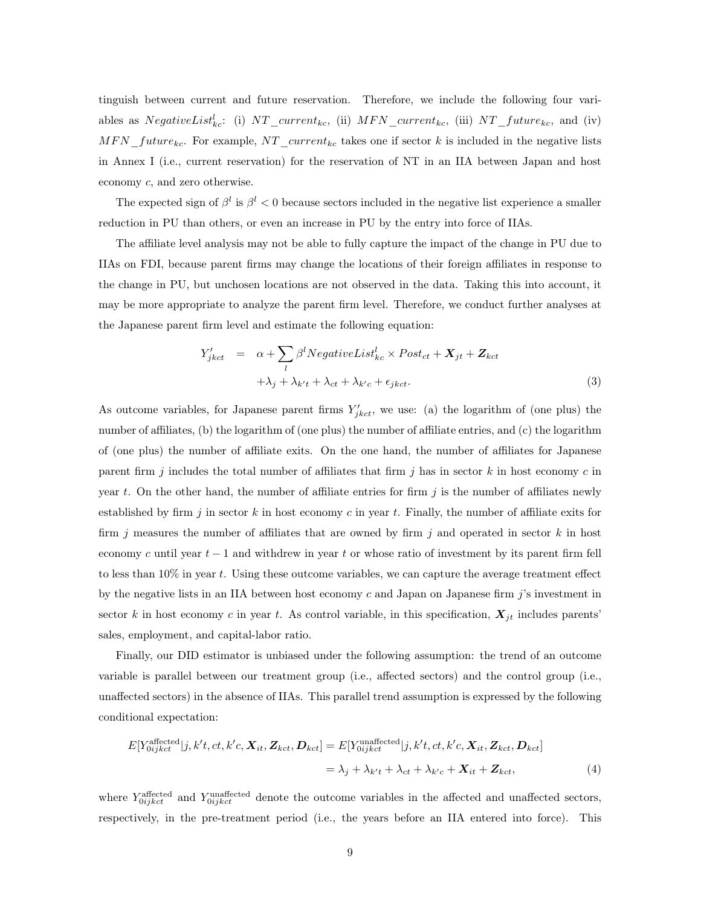tinguish between current and future reservation. Therefore, we include the following four variables as $NegativeList^l_{kc}$: (i) $NT\_current_{kc}$, (ii) $MFN\_current_{kc}$, (iii) $NT\_future_{kc}$, and (iv) $MFN\_future_{kc}$. For example, $NT\_current_{kc}$ takes one if sector $k$ is included in the negative lists in Annex I (i.e., current reservation) for the reservation of NT in an IIA between Japan and host economy $c$, and zero otherwise.

The expected sign of $\beta^l$ is $\beta^l < 0$ because sectors included in the negative list experience a smaller reduction in PU than others, or even an increase in PU by the entry into force of IIAs.

The affiliate level analysis may not be able to fully capture the impact of the change in PU due to IIAs on FDI, because parent firms may change the locations of their foreign affiliates in response to the change in PU, but unchosen locations are not observed in the data. Taking this into account, it may be more appropriate to analyze the parent firm level. Therefore, we conduct further analyses at the Japanese parent firm level and estimate the following equation:

$$
\begin{aligned}
Y'_{jkct} &= \alpha + \sum_l \beta^l NegativeList^l_{kc} \times Post_{ct} + \boldsymbol{X}_{jt} + \boldsymbol{Z}_{kct} \\
&\quad + \lambda_j + \lambda_{k't} + \lambda_{ct} + \lambda_{k'c} + \epsilon_{jkct}. \qquad (3)
\end{aligned}
$$

As outcome variables, for Japanese parent firms $Y'_{jkct}$, we use: (a) the logarithm of (one plus) the number of affiliates, (b) the logarithm of (one plus) the number of affiliate entries, and (c) the logarithm of (one plus) the number of affiliate exits. On the one hand, the number of affiliates for Japanese parent firm $j$ includes the total number of affiliates that firm $j$ has in sector $k$ in host economy $c$ in year $t$. On the other hand, the number of affiliate entries for firm $j$ is the number of affiliates newly established by firm $j$ in sector $k$ in host economy $c$ in year $t$. Finally, the number of affiliate exits for firm $j$ measures the number of affiliates that are owned by firm $j$ and operated in sector $k$ in host economy $c$ until year $t-1$ and withdrew in year $t$ or whose ratio of investment by its parent firm fell to less than 10% in year $t$. Using these outcome variables, we can capture the average treatment effect by the negative lists in an IIA between host economy $c$ and Japan on Japanese firm $j$'s investment in sector $k$ in host economy $c$ in year $t$. As control variable, in this specification, $\boldsymbol{X}_{jt}$ includes parents' sales, employment, and capital-labor ratio.

Finally, our DID estimator is unbiased under the following assumption: the trend of an outcome variable is parallel between our treatment group (i.e., affected sectors) and the control group (i.e., unaffected sectors) in the absence of IIAs. This parallel trend assumption is expressed by the following conditional expectation:

$$
\begin{aligned}
E[Y^{\text{affected}}_{0ijkct} | j, k't, ct, k'c, \boldsymbol{X}_{it}, \boldsymbol{Z}_{kct}, \boldsymbol{D}_{kct}] &= E[Y^{\text{unaffected}}_{0ijkct} | j, k't, ct, k'c, \boldsymbol{X}_{it}, \boldsymbol{Z}_{kct}, \boldsymbol{D}_{kct}] \\
&= \lambda_j + \lambda_{k't} + \lambda_{ct} + \lambda_{k'c} + \boldsymbol{X}_{it} + \boldsymbol{Z}_{kct}, \qquad (4)
\end{aligned}
$$

where $Y^{\text{affected}}_{0ijkct}$ and $Y^{\text{unaffected}}_{0ijkct}$ denote the outcome variables in the affected and unaffected sectors, respectively, in the pre-treatment period (i.e., the years before an IIA entered into force). This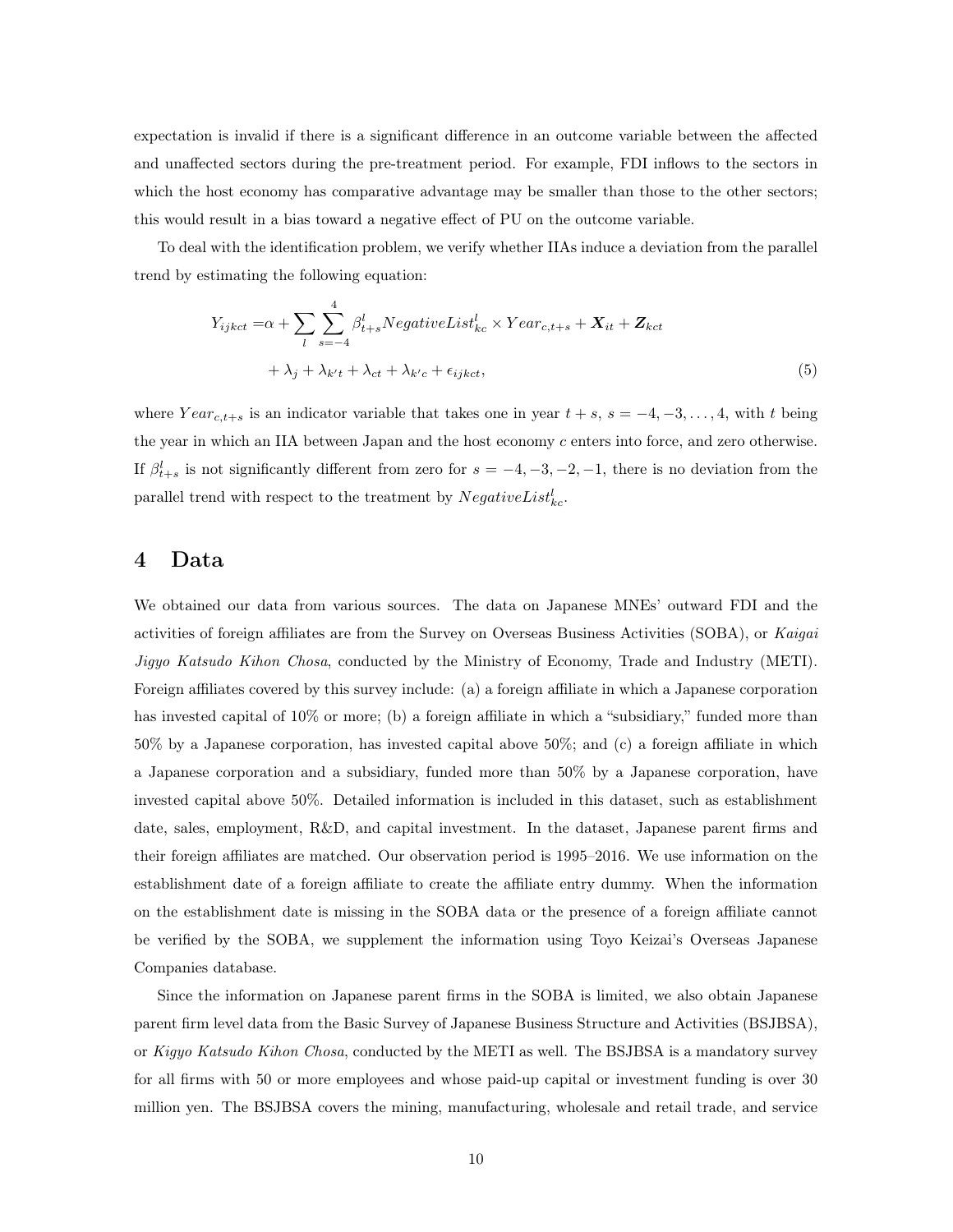expectation is invalid if there is a significant difference in an outcome variable between the affected and unaffected sectors during the pre-treatment period. For example, FDI inflows to the sectors in which the host economy has comparative advantage may be smaller than those to the other sectors; this would result in a bias toward a negative effect of PU on the outcome variable.

To deal with the identification problem, we verify whether IIAs induce a deviation from the parallel trend by estimating the following equation:

$$
\begin{aligned}
Y_{ijkct} =& \alpha + \sum_{l} \sum_{s=-4}^{4} \beta_{t+s}^{l} NegativeList_{kc}^{l} \times Year_{c,t+s} + \boldsymbol{X}_{it} + \boldsymbol{Z}_{kct} \\
&+ \lambda_j + \lambda_{k't} + \lambda_{ct} + \lambda_{k'c} + \epsilon_{ijkct},
\end{aligned} \tag{5}
$$

where $Year_{c,t+s}$ is an indicator variable that takes one in year $t+s$, $s = -4, -3, \ldots, 4$, with $t$ being the year in which an IIA between Japan and the host economy $c$ enters into force, and zero otherwise. If $\beta_{t+s}^{l}$ is not significantly different from zero for $s = -4, -3, -2, -1$, there is no deviation from the parallel trend with respect to the treatment by $NegativeList_{kc}^{l}$.

## 4 Data

We obtained our data from various sources. The data on Japanese MNEs' outward FDI and the activities of foreign affiliates are from the Survey on Overseas Business Activities (SOBA), or *Kaigai Jigyo Katsudo Kihon Chosa*, conducted by the Ministry of Economy, Trade and Industry (METI). Foreign affiliates covered by this survey include: (a) a foreign affiliate in which a Japanese corporation has invested capital of 10% or more; (b) a foreign affiliate in which a "subsidiary," funded more than 50% by a Japanese corporation, has invested capital above 50%; and (c) a foreign affiliate in which a Japanese corporation and a subsidiary, funded more than 50% by a Japanese corporation, have invested capital above 50%. Detailed information is included in this dataset, such as establishment date, sales, employment, R&D, and capital investment. In the dataset, Japanese parent firms and their foreign affiliates are matched. Our observation period is 1995–2016. We use information on the establishment date of a foreign affiliate to create the affiliate entry dummy. When the information on the establishment date is missing in the SOBA data or the presence of a foreign affiliate cannot be verified by the SOBA, we supplement the information using Toyo Keizai's Overseas Japanese Companies database.

Since the information on Japanese parent firms in the SOBA is limited, we also obtain Japanese parent firm level data from the Basic Survey of Japanese Business Structure and Activities (BSJBSA), or *Kigyo Katsudo Kihon Chosa*, conducted by the METI as well. The BSJBSA is a mandatory survey for all firms with 50 or more employees and whose paid-up capital or investment funding is over 30 million yen. The BSJBSA covers the mining, manufacturing, wholesale and retail trade, and service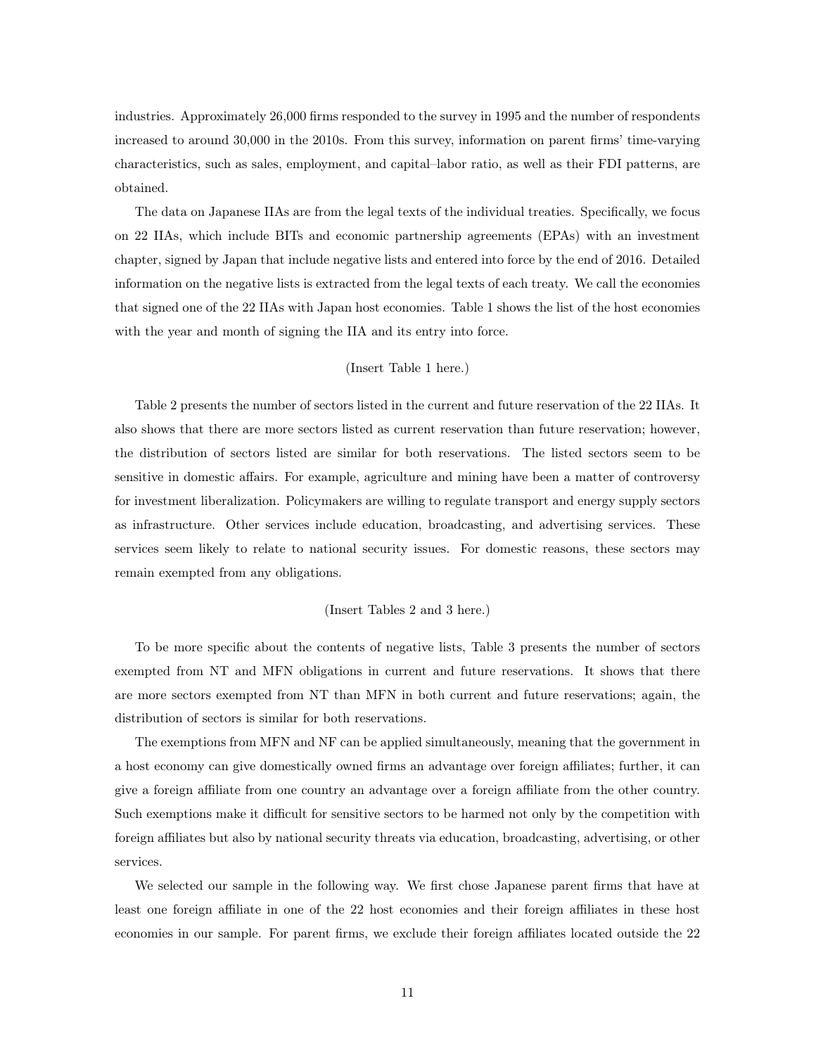industries. Approximately 26,000 firms responded to the survey in 1995 and the number of respondents increased to around 30,000 in the 2010s. From this survey, information on parent firms' time-varying characteristics, such as sales, employment, and capital–labor ratio, as well as their FDI patterns, are obtained.

The data on Japanese IIAs are from the legal texts of the individual treaties. Specifically, we focus on 22 IIAs, which include BITs and economic partnership agreements (EPAs) with an investment chapter, signed by Japan that include negative lists and entered into force by the end of 2016. Detailed information on the negative lists is extracted from the legal texts of each treaty. We call the economies that signed one of the 22 IIAs with Japan host economies. Table 1 shows the list of the host economies with the year and month of signing the IIA and its entry into force.

(Insert Table 1 here.)

Table 2 presents the number of sectors listed in the current and future reservation of the 22 IIAs. It also shows that there are more sectors listed as current reservation than future reservation; however, the distribution of sectors listed are similar for both reservations. The listed sectors seem to be sensitive in domestic affairs. For example, agriculture and mining have been a matter of controversy for investment liberalization. Policymakers are willing to regulate transport and energy supply sectors as infrastructure. Other services include education, broadcasting, and advertising services. These services seem likely to relate to national security issues. For domestic reasons, these sectors may remain exempted from any obligations.

(Insert Tables 2 and 3 here.)

To be more specific about the contents of negative lists, Table 3 presents the number of sectors exempted from NT and MFN obligations in current and future reservations. It shows that there are more sectors exempted from NT than MFN in both current and future reservations; again, the distribution of sectors is similar for both reservations.

The exemptions from MFN and NF can be applied simultaneously, meaning that the government in a host economy can give domestically owned firms an advantage over foreign affiliates; further, it can give a foreign affiliate from one country an advantage over a foreign affiliate from the other country. Such exemptions make it difficult for sensitive sectors to be harmed not only by the competition with foreign affiliates but also by national security threats via education, broadcasting, advertising, or other services.

We selected our sample in the following way. We first chose Japanese parent firms that have at least one foreign affiliate in one of the 22 host economies and their foreign affiliates in these host economies in our sample. For parent firms, we exclude their foreign affiliates located outside the 22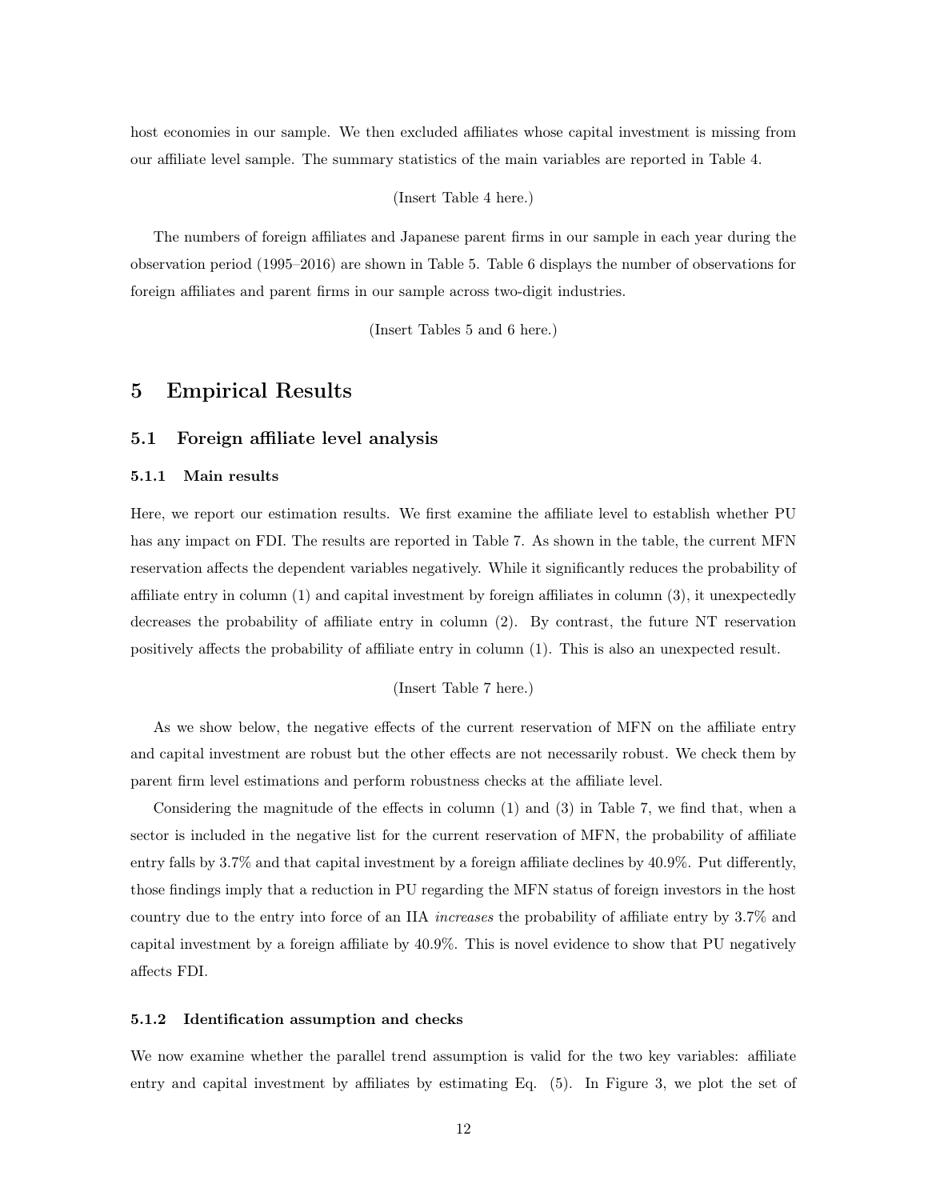host economies in our sample. We then excluded affiliates whose capital investment is missing from our affiliate level sample. The summary statistics of the main variables are reported in Table 4.

(Insert Table 4 here.)

The numbers of foreign affiliates and Japanese parent firms in our sample in each year during the observation period (1995–2016) are shown in Table 5. Table 6 displays the number of observations for foreign affiliates and parent firms in our sample across two-digit industries.

(Insert Tables 5 and 6 here.)

# 5 Empirical Results

## 5.1 Foreign affiliate level analysis

### 5.1.1 Main results

Here, we report our estimation results. We first examine the affiliate level to establish whether PU has any impact on FDI. The results are reported in Table 7. As shown in the table, the current MFN reservation affects the dependent variables negatively. While it significantly reduces the probability of affiliate entry in column (1) and capital investment by foreign affiliates in column (3), it unexpectedly decreases the probability of affiliate entry in column (2). By contrast, the future NT reservation positively affects the probability of affiliate entry in column (1). This is also an unexpected result.

(Insert Table 7 here.)

As we show below, the negative effects of the current reservation of MFN on the affiliate entry and capital investment are robust but the other effects are not necessarily robust. We check them by parent firm level estimations and perform robustness checks at the affiliate level.

Considering the magnitude of the effects in column (1) and (3) in Table 7, we find that, when a sector is included in the negative list for the current reservation of MFN, the probability of affiliate entry falls by 3.7% and that capital investment by a foreign affiliate declines by 40.9%. Put differently, those findings imply that a reduction in PU regarding the MFN status of foreign investors in the host country due to the entry into force of an IIA *increases* the probability of affiliate entry by 3.7% and capital investment by a foreign affiliate by 40.9%. This is novel evidence to show that PU negatively affects FDI.

### 5.1.2 Identification assumption and checks

We now examine whether the parallel trend assumption is valid for the two key variables: affiliate entry and capital investment by affiliates by estimating Eq. (5). In Figure 3, we plot the set of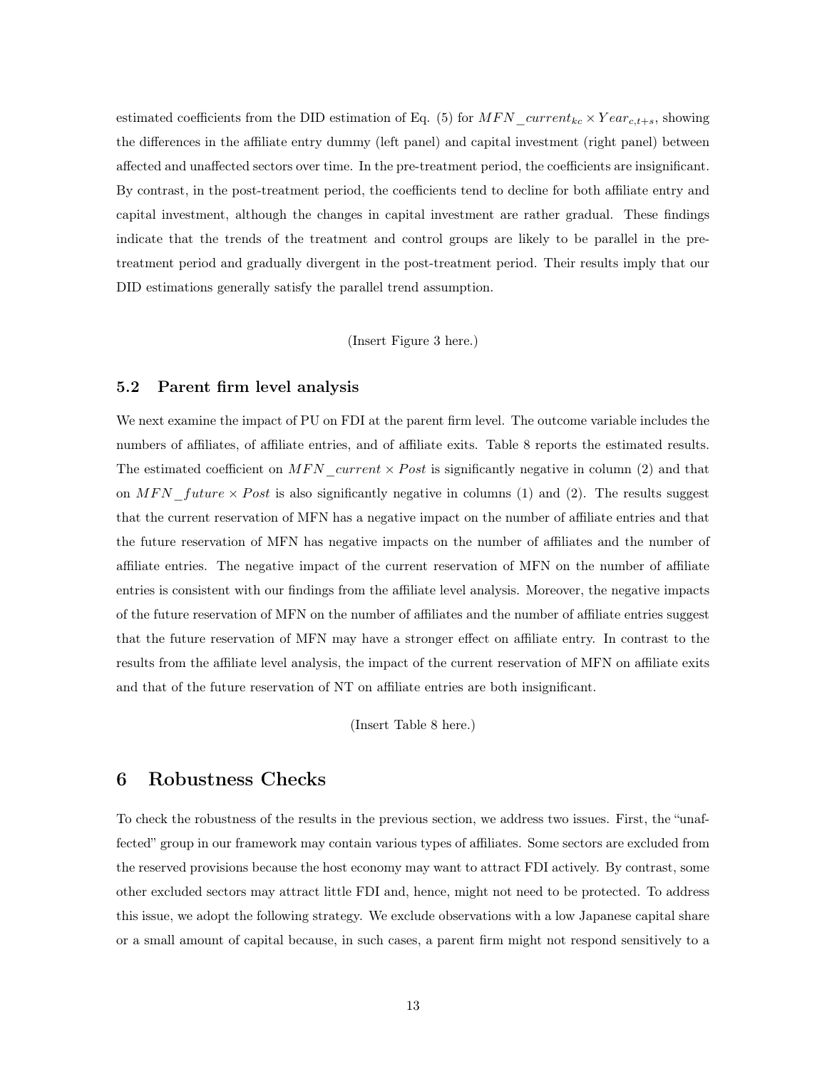estimated coefficients from the DID estimation of Eq. (5) for $MFN\_current_{kc} \times Year_{c,t+s}$, showing the differences in the affiliate entry dummy (left panel) and capital investment (right panel) between affected and unaffected sectors over time. In the pre-treatment period, the coefficients are insignificant. By contrast, in the post-treatment period, the coefficients tend to decline for both affiliate entry and capital investment, although the changes in capital investment are rather gradual. These findings indicate that the trends of the treatment and control groups are likely to be parallel in the pre-treatment period and gradually divergent in the post-treatment period. Their results imply that our DID estimations generally satisfy the parallel trend assumption.

(Insert Figure 3 here.)

### 5.2 Parent firm level analysis

We next examine the impact of PU on FDI at the parent firm level. The outcome variable includes the numbers of affiliates, of affiliate entries, and of affiliate exits. Table 8 reports the estimated results. The estimated coefficient on $MFN\_current \times Post$ is significantly negative in column (2) and that on $MFN\_future \times Post$ is also significantly negative in columns (1) and (2). The results suggest that the current reservation of MFN has a negative impact on the number of affiliate entries and that the future reservation of MFN has negative impacts on the number of affiliates and the number of affiliate entries. The negative impact of the current reservation of MFN on the number of affiliate entries is consistent with our findings from the affiliate level analysis. Moreover, the negative impacts of the future reservation of MFN on the number of affiliates and the number of affiliate entries suggest that the future reservation of MFN may have a stronger effect on affiliate entry. In contrast to the results from the affiliate level analysis, the impact of the current reservation of MFN on affiliate exits and that of the future reservation of NT on affiliate entries are both insignificant.

(Insert Table 8 here.)

## 6 Robustness Checks

To check the robustness of the results in the previous section, we address two issues. First, the "unaffected" group in our framework may contain various types of affiliates. Some sectors are excluded from the reserved provisions because the host economy may want to attract FDI actively. By contrast, some other excluded sectors may attract little FDI and, hence, might not need to be protected. To address this issue, we adopt the following strategy. We exclude observations with a low Japanese capital share or a small amount of capital because, in such cases, a parent firm might not respond sensitively to a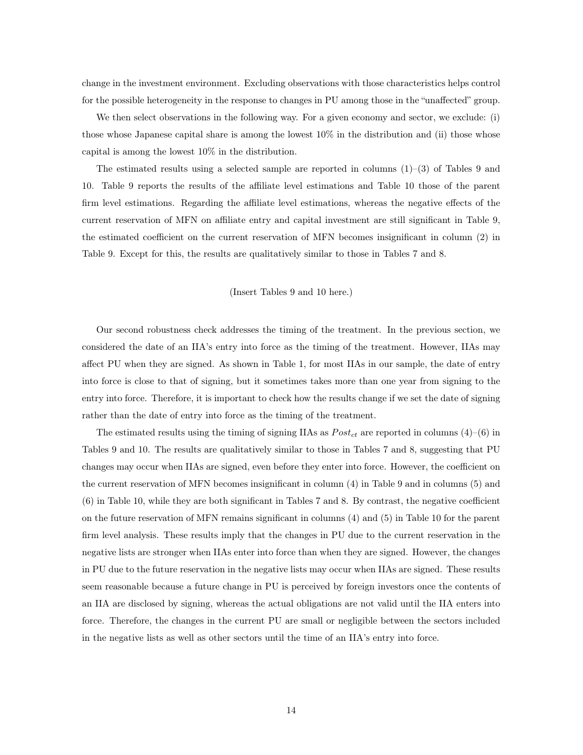change in the investment environment. Excluding observations with those characteristics helps control for the possible heterogeneity in the response to changes in PU among those in the "unaffected" group.

We then select observations in the following way. For a given economy and sector, we exclude: (i) those whose Japanese capital share is among the lowest 10% in the distribution and (ii) those whose capital is among the lowest 10% in the distribution.

The estimated results using a selected sample are reported in columns (1)–(3) of Tables 9 and 10. Table 9 reports the results of the affiliate level estimations and Table 10 those of the parent firm level estimations. Regarding the affiliate level estimations, whereas the negative effects of the current reservation of MFN on affiliate entry and capital investment are still significant in Table 9, the estimated coefficient on the current reservation of MFN becomes insignificant in column (2) in Table 9. Except for this, the results are qualitatively similar to those in Tables 7 and 8.

(Insert Tables 9 and 10 here.)

Our second robustness check addresses the timing of the treatment. In the previous section, we considered the date of an IIA's entry into force as the timing of the treatment. However, IIAs may affect PU when they are signed. As shown in Table 1, for most IIAs in our sample, the date of entry into force is close to that of signing, but it sometimes takes more than one year from signing to the entry into force. Therefore, it is important to check how the results change if we set the date of signing rather than the date of entry into force as the timing of the treatment.

The estimated results using the timing of signing IIAs as $Post_{ct}$ are reported in columns (4)–(6) in Tables 9 and 10. The results are qualitatively similar to those in Tables 7 and 8, suggesting that PU changes may occur when IIAs are signed, even before they enter into force. However, the coefficient on the current reservation of MFN becomes insignificant in column (4) in Table 9 and in columns (5) and (6) in Table 10, while they are both significant in Tables 7 and 8. By contrast, the negative coefficient on the future reservation of MFN remains significant in columns (4) and (5) in Table 10 for the parent firm level analysis. These results imply that the changes in PU due to the current reservation in the negative lists are stronger when IIAs enter into force than when they are signed. However, the changes in PU due to the future reservation in the negative lists may occur when IIAs are signed. These results seem reasonable because a future change in PU is perceived by foreign investors once the contents of an IIA are disclosed by signing, whereas the actual obligations are not valid until the IIA enters into force. Therefore, the changes in the current PU are small or negligible between the sectors included in the negative lists as well as other sectors until the time of an IIA's entry into force.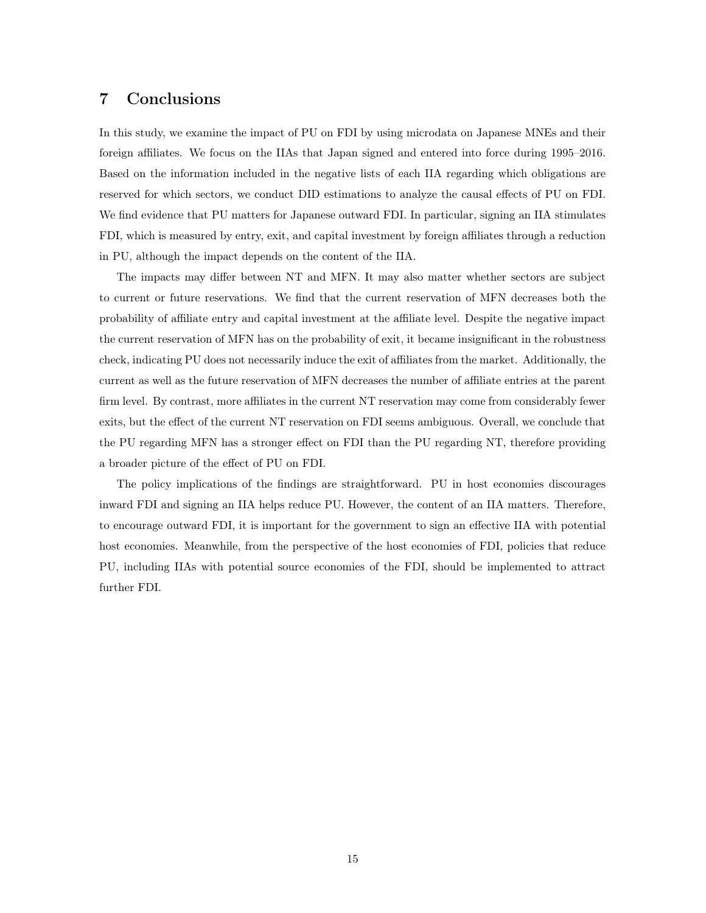## 7 Conclusions

In this study, we examine the impact of PU on FDI by using microdata on Japanese MNEs and their foreign affiliates. We focus on the IIAs that Japan signed and entered into force during 1995–2016. Based on the information included in the negative lists of each IIA regarding which obligations are reserved for which sectors, we conduct DID estimations to analyze the causal effects of PU on FDI. We find evidence that PU matters for Japanese outward FDI. In particular, signing an IIA stimulates FDI, which is measured by entry, exit, and capital investment by foreign affiliates through a reduction in PU, although the impact depends on the content of the IIA.

The impacts may differ between NT and MFN. It may also matter whether sectors are subject to current or future reservations. We find that the current reservation of MFN decreases both the probability of affiliate entry and capital investment at the affiliate level. Despite the negative impact the current reservation of MFN has on the probability of exit, it became insignificant in the robustness check, indicating PU does not necessarily induce the exit of affiliates from the market. Additionally, the current as well as the future reservation of MFN decreases the number of affiliate entries at the parent firm level. By contrast, more affiliates in the current NT reservation may come from considerably fewer exits, but the effect of the current NT reservation on FDI seems ambiguous. Overall, we conclude that the PU regarding MFN has a stronger effect on FDI than the PU regarding NT, therefore providing a broader picture of the effect of PU on FDI.

The policy implications of the findings are straightforward. PU in host economies discourages inward FDI and signing an IIA helps reduce PU. However, the content of an IIA matters. Therefore, to encourage outward FDI, it is important for the government to sign an effective IIA with potential host economies. Meanwhile, from the perspective of the host economies of FDI, policies that reduce PU, including IIAs with potential source economies of the FDI, should be implemented to attract further FDI.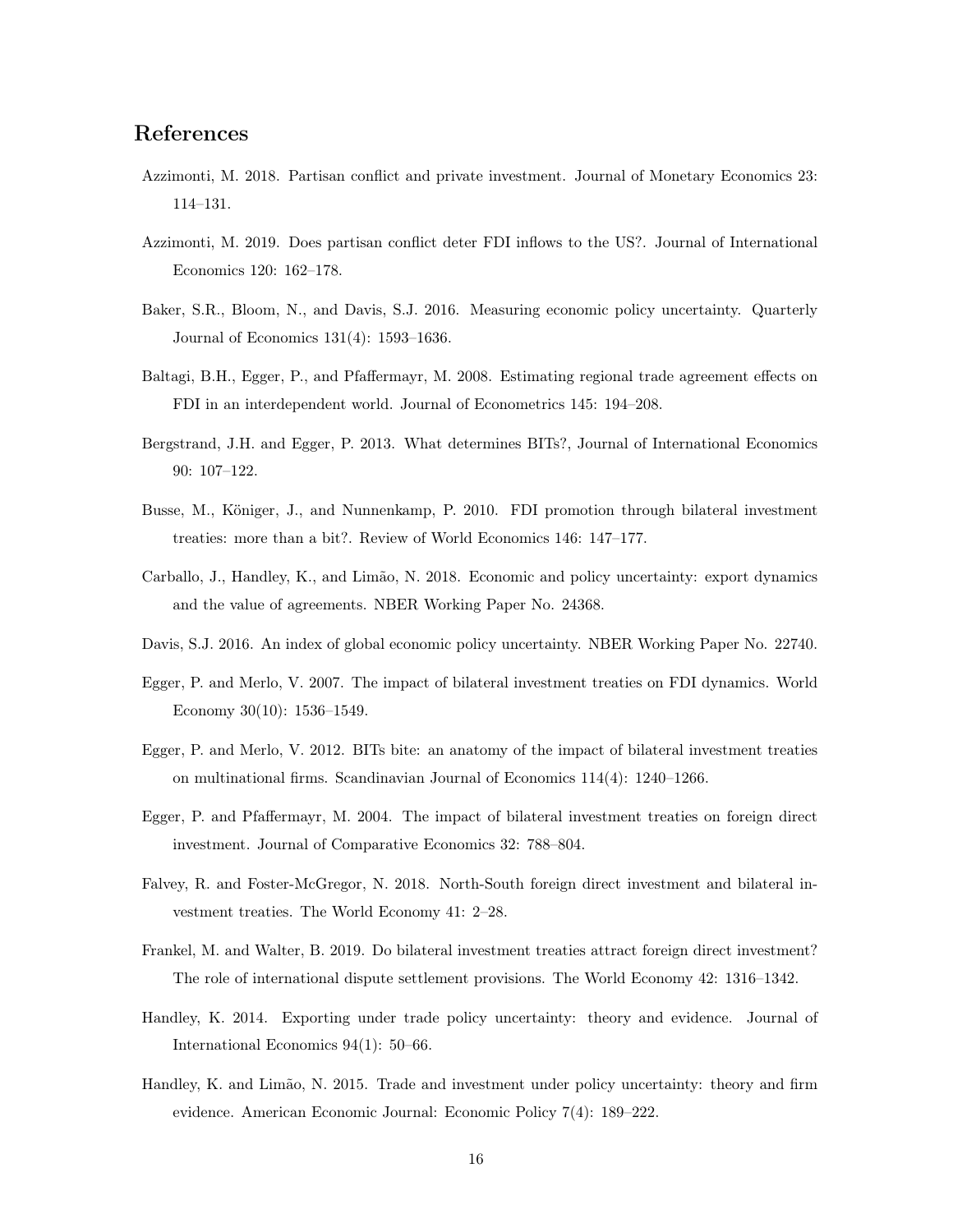## References

Azzimonti, M. 2018. Partisan conflict and private investment. Journal of Monetary Economics 23: 114–131.

Azzimonti, M. 2019. Does partisan conflict deter FDI inflows to the US?. Journal of International Economics 120: 162–178.

Baker, S.R., Bloom, N., and Davis, S.J. 2016. Measuring economic policy uncertainty. Quarterly Journal of Economics 131(4): 1593–1636.

Baltagi, B.H., Egger, P., and Pfaffermayr, M. 2008. Estimating regional trade agreement effects on FDI in an interdependent world. Journal of Econometrics 145: 194–208.

Bergstrand, J.H. and Egger, P. 2013. What determines BITs?, Journal of International Economics 90: 107–122.

Busse, M., Königer, J., and Nunnenkamp, P. 2010. FDI promotion through bilateral investment treaties: more than a bit?. Review of World Economics 146: 147–177.

Carballo, J., Handley, K., and Limão, N. 2018. Economic and policy uncertainty: export dynamics and the value of agreements. NBER Working Paper No. 24368.

Davis, S.J. 2016. An index of global economic policy uncertainty. NBER Working Paper No. 22740.

Egger, P. and Merlo, V. 2007. The impact of bilateral investment treaties on FDI dynamics. World Economy 30(10): 1536–1549.

Egger, P. and Merlo, V. 2012. BITs bite: an anatomy of the impact of bilateral investment treaties on multinational firms. Scandinavian Journal of Economics 114(4): 1240–1266.

Egger, P. and Pfaffermayr, M. 2004. The impact of bilateral investment treaties on foreign direct investment. Journal of Comparative Economics 32: 788–804.

Falvey, R. and Foster-McGregor, N. 2018. North-South foreign direct investment and bilateral investment treaties. The World Economy 41: 2–28.

Frankel, M. and Walter, B. 2019. Do bilateral investment treaties attract foreign direct investment? The role of international dispute settlement provisions. The World Economy 42: 1316–1342.

Handley, K. 2014. Exporting under trade policy uncertainty: theory and evidence. Journal of International Economics 94(1): 50–66.

Handley, K. and Limão, N. 2015. Trade and investment under policy uncertainty: theory and firm evidence. American Economic Journal: Economic Policy 7(4): 189–222.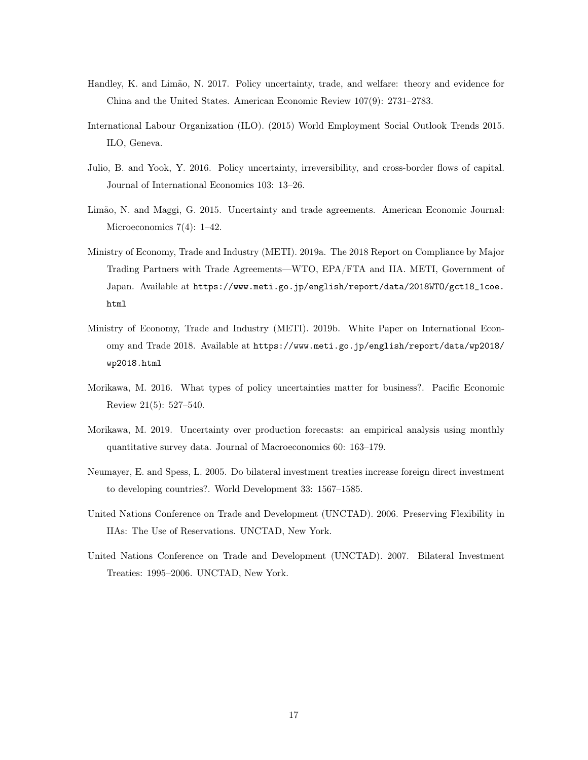Handley, K. and Limão, N. 2017. Policy uncertainty, trade, and welfare: theory and evidence for China and the United States. American Economic Review 107(9): 2731–2783.

International Labour Organization (ILO). (2015) World Employment Social Outlook Trends 2015. ILO, Geneva.

Julio, B. and Yook, Y. 2016. Policy uncertainty, irreversibility, and cross-border flows of capital. Journal of International Economics 103: 13–26.

Limão, N. and Maggi, G. 2015. Uncertainty and trade agreements. American Economic Journal: Microeconomics 7(4): 1–42.

Ministry of Economy, Trade and Industry (METI). 2019a. The 2018 Report on Compliance by Major Trading Partners with Trade Agreements—WTO, EPA/FTA and IIA. METI, Government of Japan. Available at `https://www.meti.go.jp/english/report/data/2018WTO/gct18_1coe.html`

Ministry of Economy, Trade and Industry (METI). 2019b. White Paper on International Economy and Trade 2018. Available at `https://www.meti.go.jp/english/report/data/wp2018/wp2018.html`

Morikawa, M. 2016. What types of policy uncertainties matter for business?. Pacific Economic Review 21(5): 527–540.

Morikawa, M. 2019. Uncertainty over production forecasts: an empirical analysis using monthly quantitative survey data. Journal of Macroeconomics 60: 163–179.

Neumayer, E. and Spess, L. 2005. Do bilateral investment treaties increase foreign direct investment to developing countries?. World Development 33: 1567–1585.

United Nations Conference on Trade and Development (UNCTAD). 2006. Preserving Flexibility in IIAs: The Use of Reservations. UNCTAD, New York.

United Nations Conference on Trade and Development (UNCTAD). 2007. Bilateral Investment Treaties: 1995–2006. UNCTAD, New York.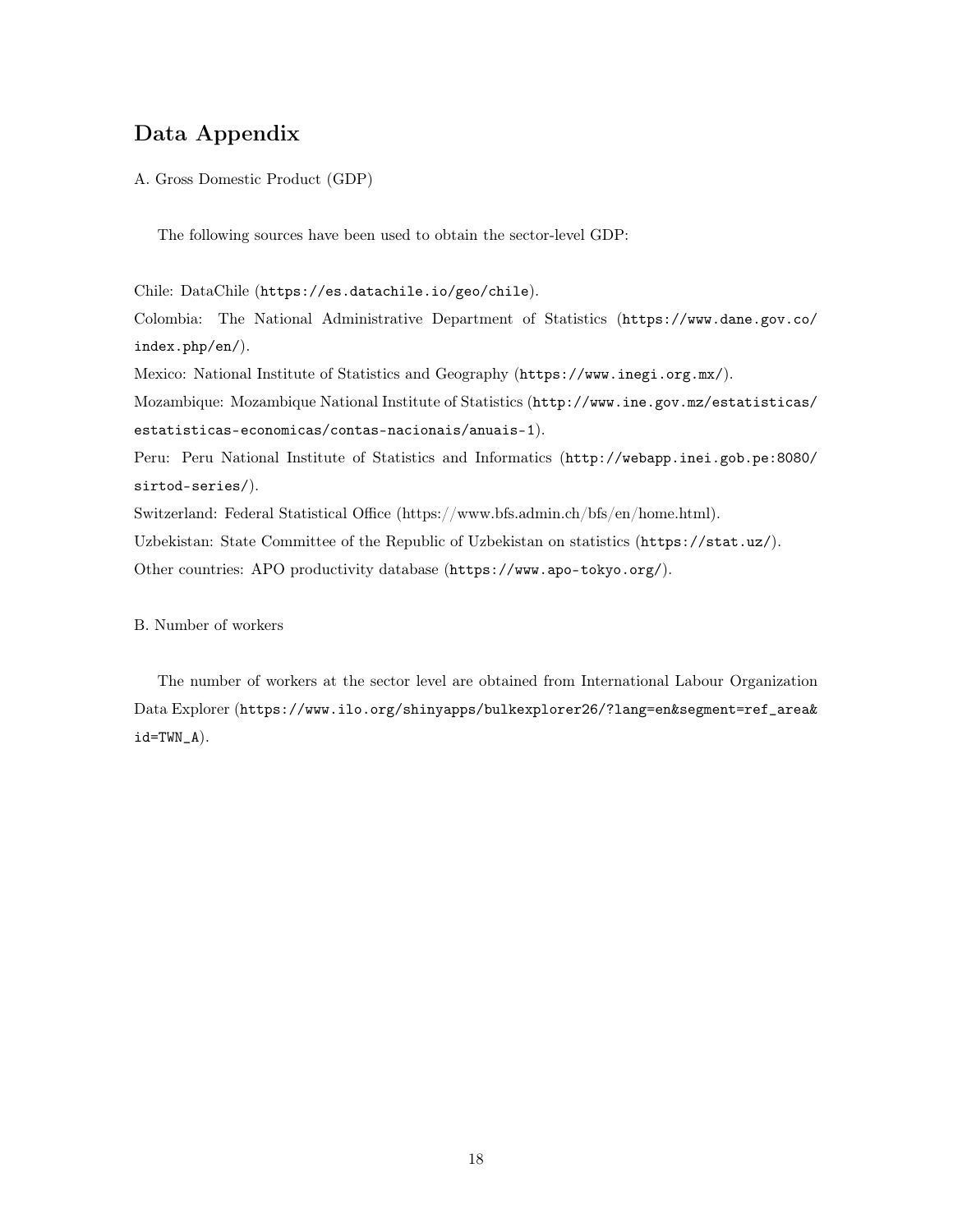## Data Appendix

A. Gross Domestic Product (GDP)

The following sources have been used to obtain the sector-level GDP:

Chile: DataChile (https://es.datachile.io/geo/chile).
Colombia: The National Administrative Department of Statistics (https://www.dane.gov.co/index.php/en/).
Mexico: National Institute of Statistics and Geography (https://www.inegi.org.mx/).
Mozambique: Mozambique National Institute of Statistics (http://www.ine.gov.mz/estatisticas/estatisticas-economicas/contas-nacionais/anuais-1).
Peru: Peru National Institute of Statistics and Informatics (http://webapp.inei.gob.pe:8080/sirtod-series/).
Switzerland: Federal Statistical Office (https://www.bfs.admin.ch/bfs/en/home.html).
Uzbekistan: State Committee of the Republic of Uzbekistan on statistics (https://stat.uz/).
Other countries: APO productivity database (https://www.apo-tokyo.org/).

B. Number of workers

The number of workers at the sector level are obtained from International Labour Organization Data Explorer (https://www.ilo.org/shinyapps/bulkexplorer26/?lang=en&segment=ref_area&id=TWN_A).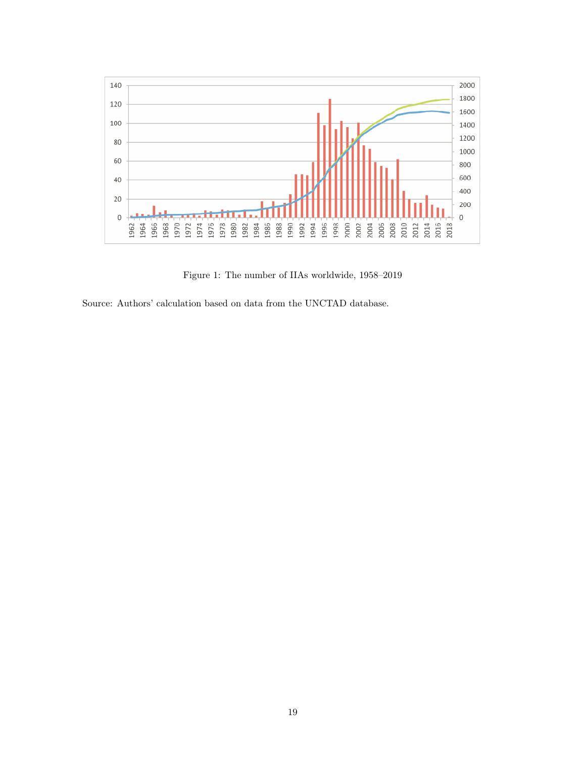Figure 1: The number of IIAs worldwide, 1958–2019

Source: Authors' calculation based on data from the UNCTAD database.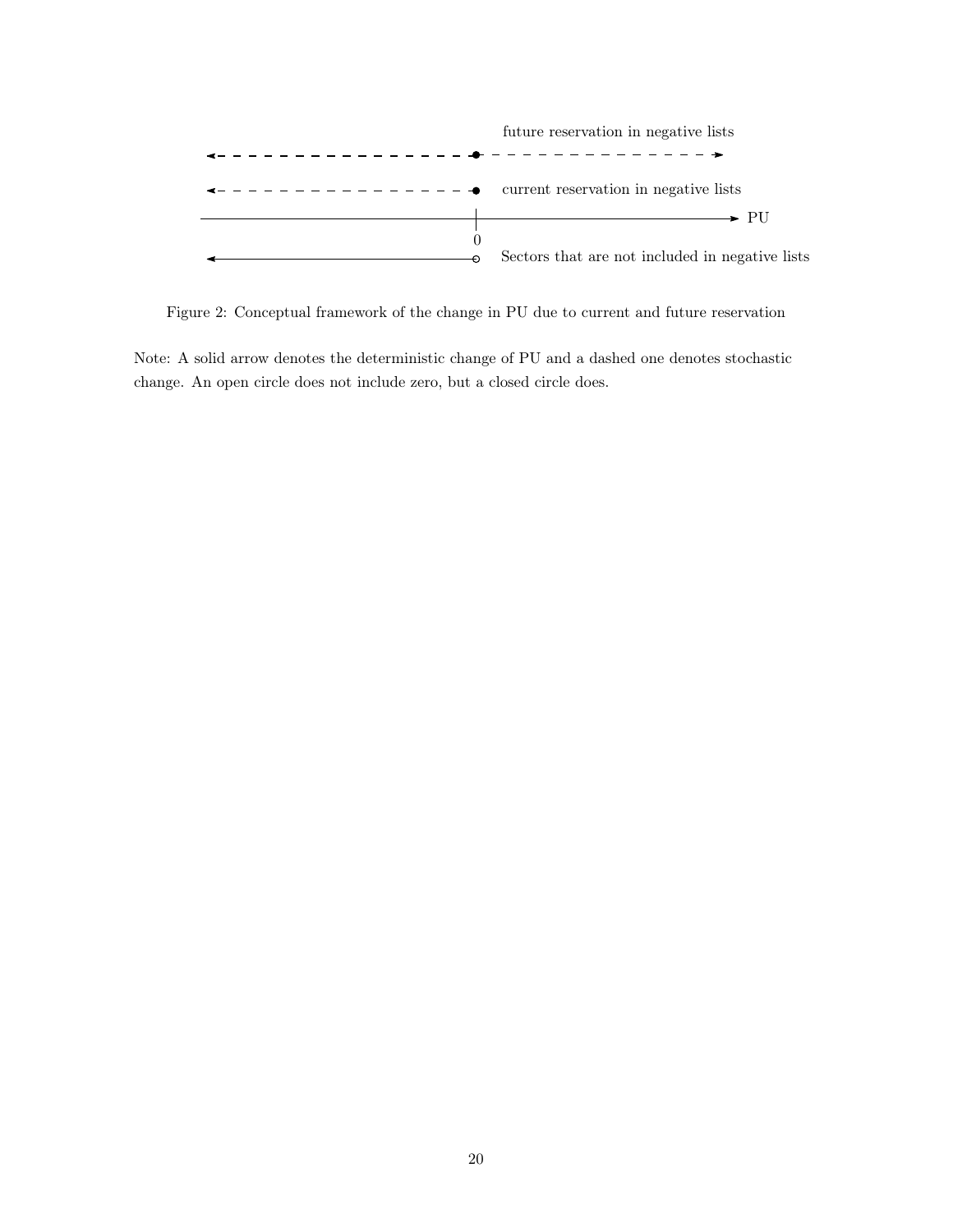Figure 2: Conceptual framework of the change in PU due to current and future reservation

Note: A solid arrow denotes the deterministic change of PU and a dashed one denotes stochastic change. An open circle does not include zero, but a closed circle does.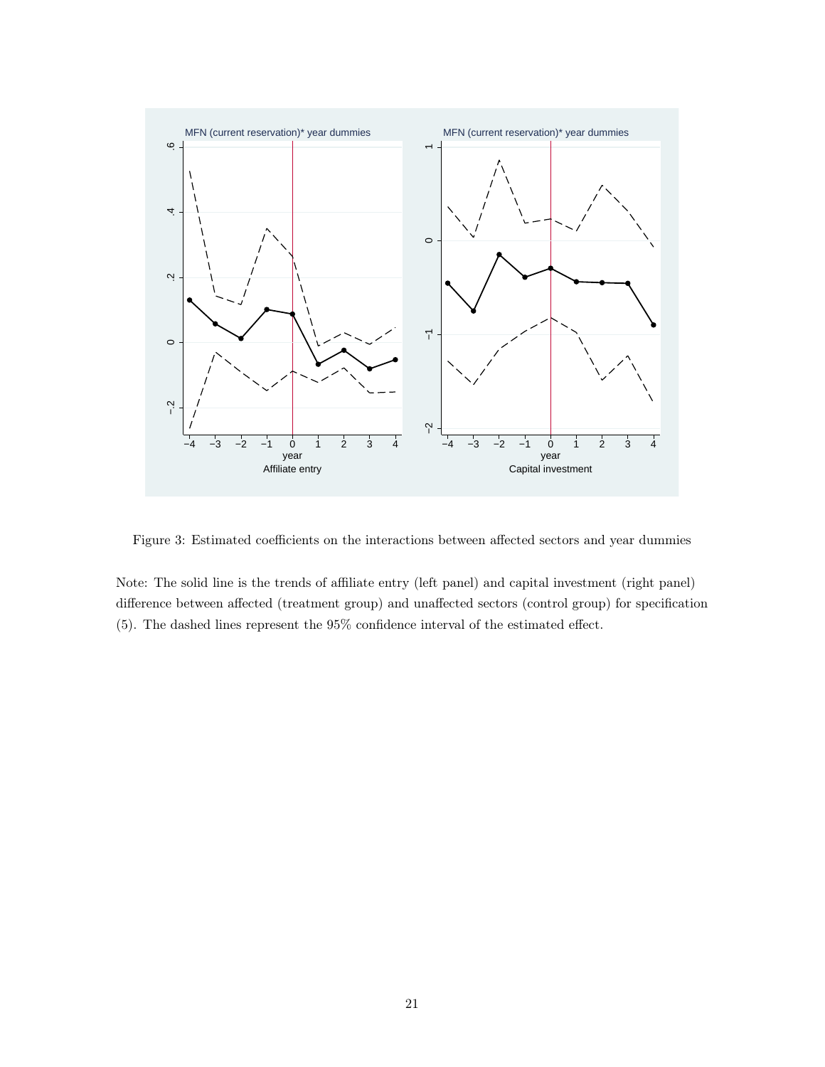Figure 3: Estimated coefficients on the interactions between affected sectors and year dummies

Note: The solid line is the trends of affiliate entry (left panel) and capital investment (right panel) difference between affected (treatment group) and unaffected sectors (control group) for specification (5). The dashed lines represent the 95% confidence interval of the estimated effect.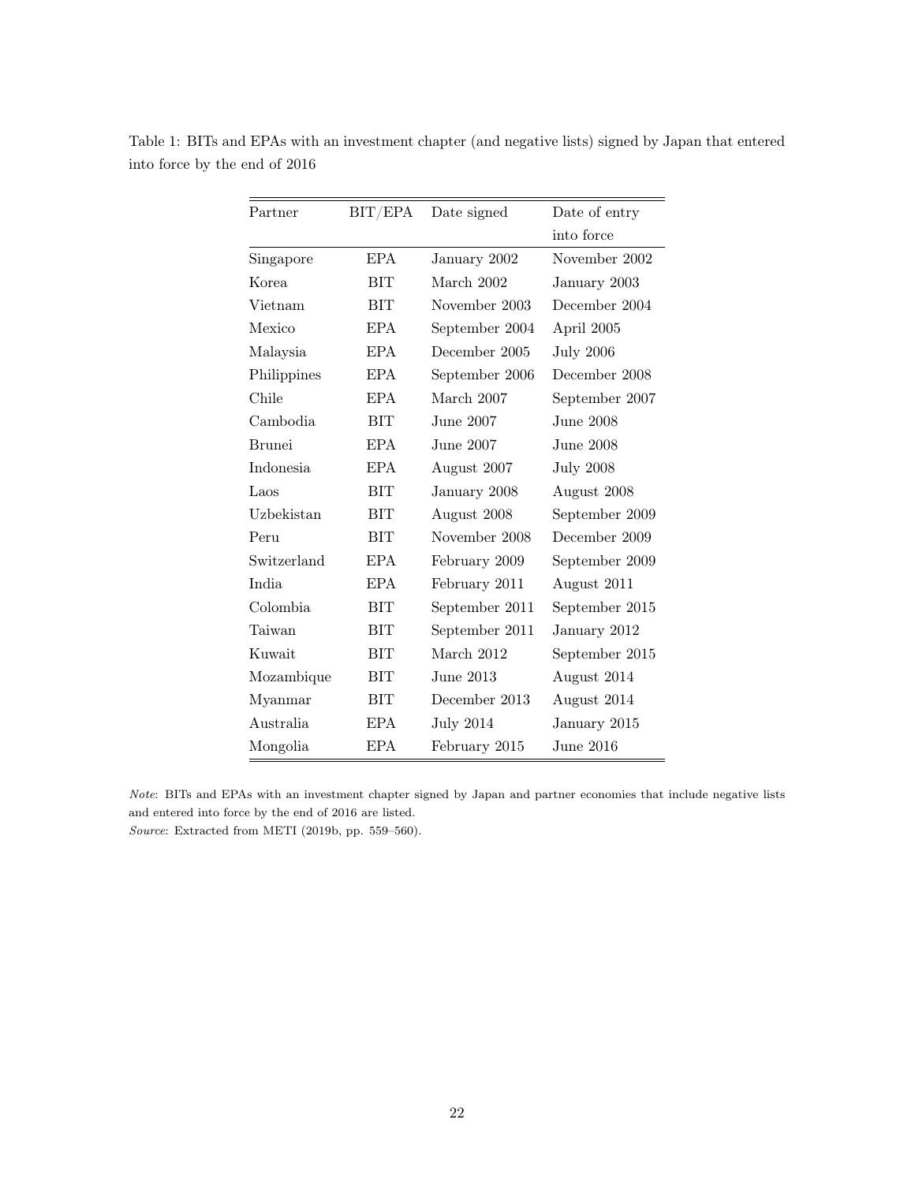Table 1: BITs and EPAs with an investment chapter (and negative lists) signed by Japan that entered into force by the end of 2016

| Partner | BIT/EPA | Date signed | Date of entry into force |
| --- | --- | --- | --- |
| Singapore | EPA | January 2002 | November 2002 |
| Korea | BIT | March 2002 | January 2003 |
| Vietnam | BIT | November 2003 | December 2004 |
| Mexico | EPA | September 2004 | April 2005 |
| Malaysia | EPA | December 2005 | July 2006 |
| Philippines | EPA | September 2006 | December 2008 |
| Chile | EPA | March 2007 | September 2007 |
| Cambodia | BIT | June 2007 | June 2008 |
| Brunei | EPA | June 2007 | June 2008 |
| Indonesia | EPA | August 2007 | July 2008 |
| Laos | BIT | January 2008 | August 2008 |
| Uzbekistan | BIT | August 2008 | September 2009 |
| Peru | BIT | November 2008 | December 2009 |
| Switzerland | EPA | February 2009 | September 2009 |
| India | EPA | February 2011 | August 2011 |
| Colombia | BIT | September 2011 | September 2015 |
| Taiwan | BIT | September 2011 | January 2012 |
| Kuwait | BIT | March 2012 | September 2015 |
| Mozambique | BIT | June 2013 | August 2014 |
| Myanmar | BIT | December 2013 | August 2014 |
| Australia | EPA | July 2014 | January 2015 |
| Mongolia | EPA | February 2015 | June 2016 |

*Note*: BITs and EPAs with an investment chapter signed by Japan and partner economies that include negative lists and entered into force by the end of 2016 are listed.
*Source*: Extracted from METI (2019b, pp. 559–560).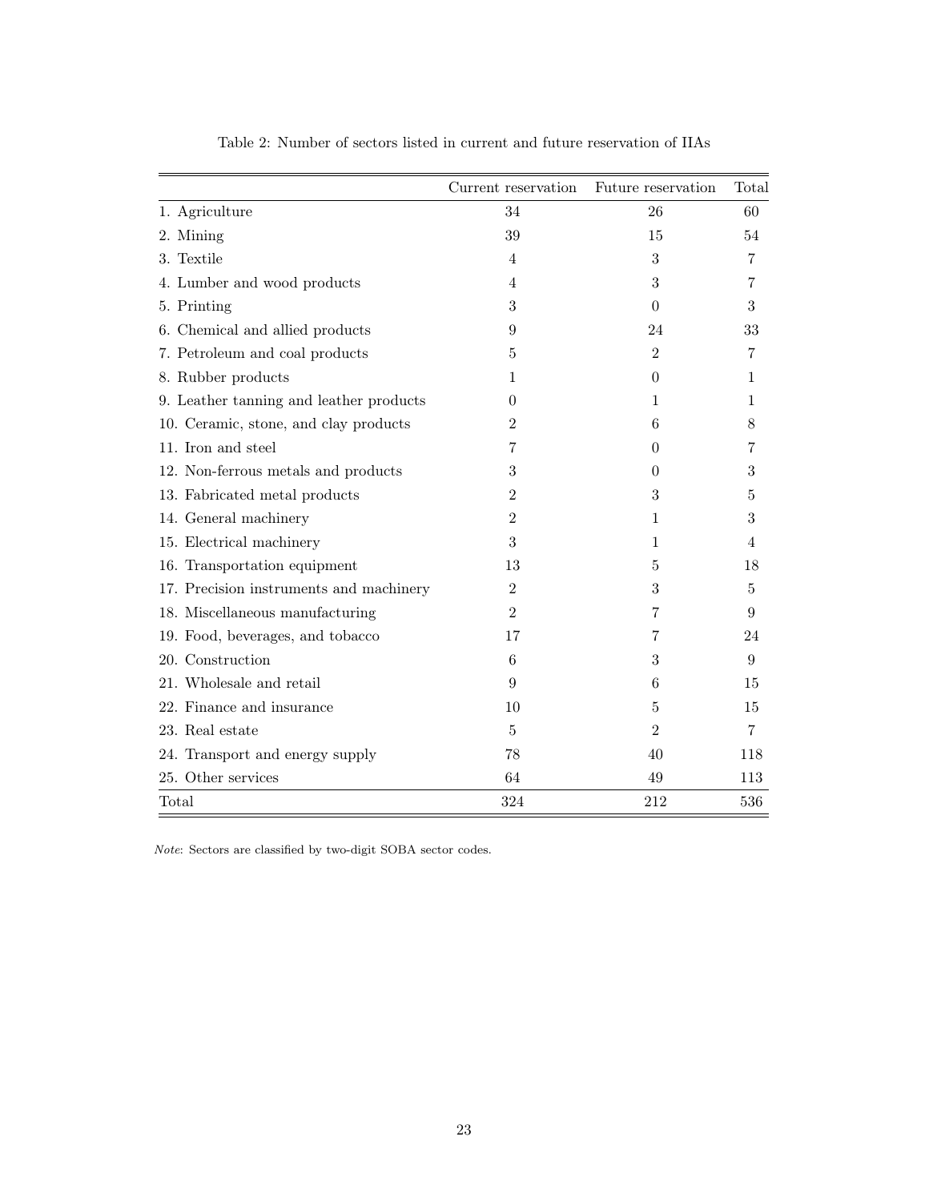Table 2: Number of sectors listed in current and future reservation of IIAs

| | Current reservation | Future reservation | Total |
|---|---|---|---|
| 1. Agriculture | 34 | 26 | 60 |
| 2. Mining | 39 | 15 | 54 |
| 3. Textile | 4 | 3 | 7 |
| 4. Lumber and wood products | 4 | 3 | 7 |
| 5. Printing | 3 | 0 | 3 |
| 6. Chemical and allied products | 9 | 24 | 33 |
| 7. Petroleum and coal products | 5 | 2 | 7 |
| 8. Rubber products | 1 | 0 | 1 |
| 9. Leather tanning and leather products | 0 | 1 | 1 |
| 10. Ceramic, stone, and clay products | 2 | 6 | 8 |
| 11. Iron and steel | 7 | 0 | 7 |
| 12. Non-ferrous metals and products | 3 | 0 | 3 |
| 13. Fabricated metal products | 2 | 3 | 5 |
| 14. General machinery | 2 | 1 | 3 |
| 15. Electrical machinery | 3 | 1 | 4 |
| 16. Transportation equipment | 13 | 5 | 18 |
| 17. Precision instruments and machinery | 2 | 3 | 5 |
| 18. Miscellaneous manufacturing | 2 | 7 | 9 |
| 19. Food, beverages, and tobacco | 17 | 7 | 24 |
| 20. Construction | 6 | 3 | 9 |
| 21. Wholesale and retail | 9 | 6 | 15 |
| 22. Finance and insurance | 10 | 5 | 15 |
| 23. Real estate | 5 | 2 | 7 |
| 24. Transport and energy supply | 78 | 40 | 118 |
| 25. Other services | 64 | 49 | 113 |
| Total | 324 | 212 | 536 |

*Note*: Sectors are classified by two-digit SOBA sector codes.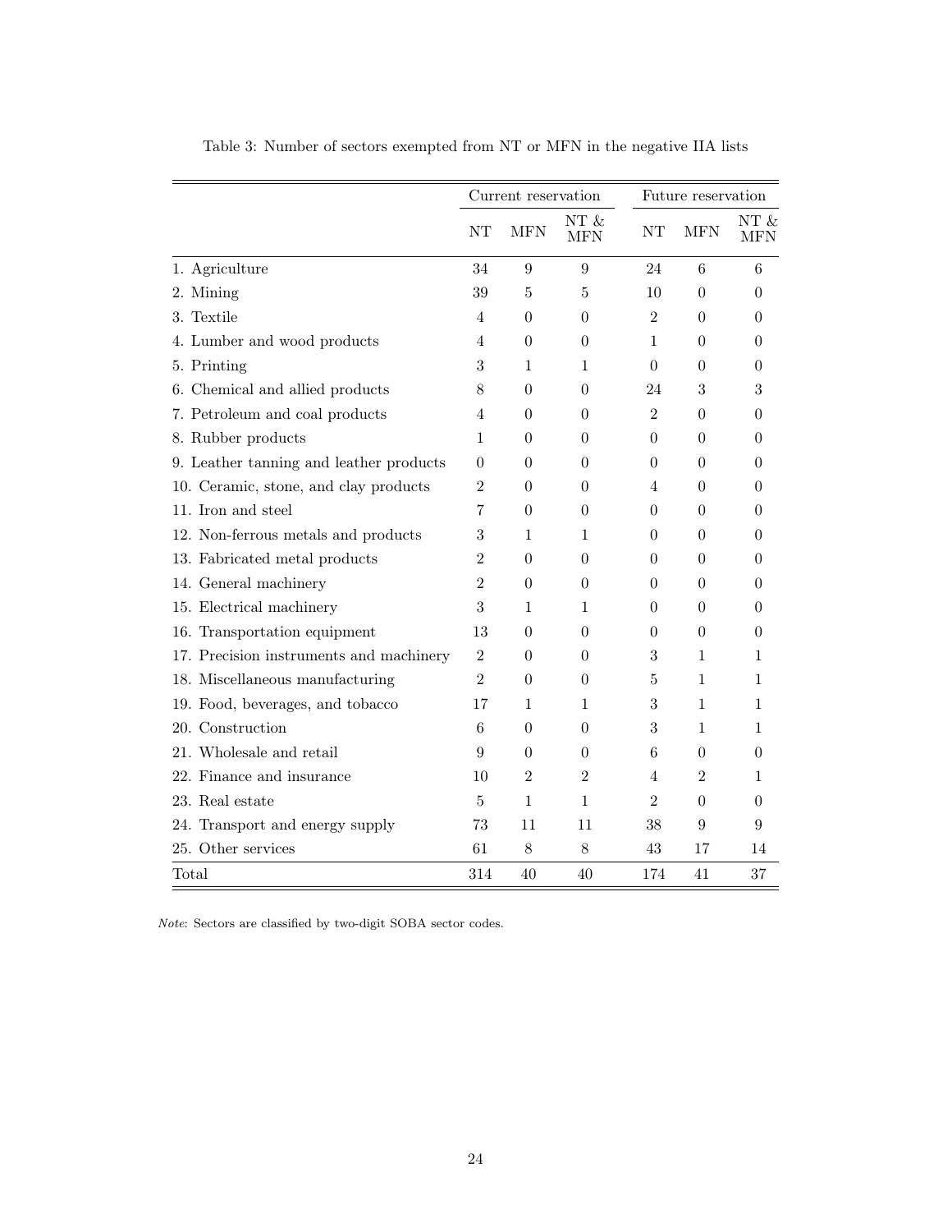Table 3: Number of sectors exempted from NT or MFN in the negative IIA lists

| | Current reservation | | | Future reservation | | |
|---|---|---|---|---|---|---|
| | NT | MFN | NT & MFN | NT | MFN | NT & MFN |
| 1. Agriculture | 34 | 9 | 9 | 24 | 6 | 6 |
| 2. Mining | 39 | 5 | 5 | 10 | 0 | 0 |
| 3. Textile | 4 | 0 | 0 | 2 | 0 | 0 |
| 4. Lumber and wood products | 4 | 0 | 0 | 1 | 0 | 0 |
| 5. Printing | 3 | 1 | 1 | 0 | 0 | 0 |
| 6. Chemical and allied products | 8 | 0 | 0 | 24 | 3 | 3 |
| 7. Petroleum and coal products | 4 | 0 | 0 | 2 | 0 | 0 |
| 8. Rubber products | 1 | 0 | 0 | 0 | 0 | 0 |
| 9. Leather tanning and leather products | 0 | 0 | 0 | 0 | 0 | 0 |
| 10. Ceramic, stone, and clay products | 2 | 0 | 0 | 4 | 0 | 0 |
| 11. Iron and steel | 7 | 0 | 0 | 0 | 0 | 0 |
| 12. Non-ferrous metals and products | 3 | 1 | 1 | 0 | 0 | 0 |
| 13. Fabricated metal products | 2 | 0 | 0 | 0 | 0 | 0 |
| 14. General machinery | 2 | 0 | 0 | 0 | 0 | 0 |
| 15. Electrical machinery | 3 | 1 | 1 | 0 | 0 | 0 |
| 16. Transportation equipment | 13 | 0 | 0 | 0 | 0 | 0 |
| 17. Precision instruments and machinery | 2 | 0 | 0 | 3 | 1 | 1 |
| 18. Miscellaneous manufacturing | 2 | 0 | 0 | 5 | 1 | 1 |
| 19. Food, beverages, and tobacco | 17 | 1 | 1 | 3 | 1 | 1 |
| 20. Construction | 6 | 0 | 0 | 3 | 1 | 1 |
| 21. Wholesale and retail | 9 | 0 | 0 | 6 | 0 | 0 |
| 22. Finance and insurance | 10 | 2 | 2 | 4 | 2 | 1 |
| 23. Real estate | 5 | 1 | 1 | 2 | 0 | 0 |
| 24. Transport and energy supply | 73 | 11 | 11 | 38 | 9 | 9 |
| 25. Other services | 61 | 8 | 8 | 43 | 17 | 14 |
| Total | 314 | 40 | 40 | 174 | 41 | 37 |

*Note*: Sectors are classified by two-digit SOBA sector codes.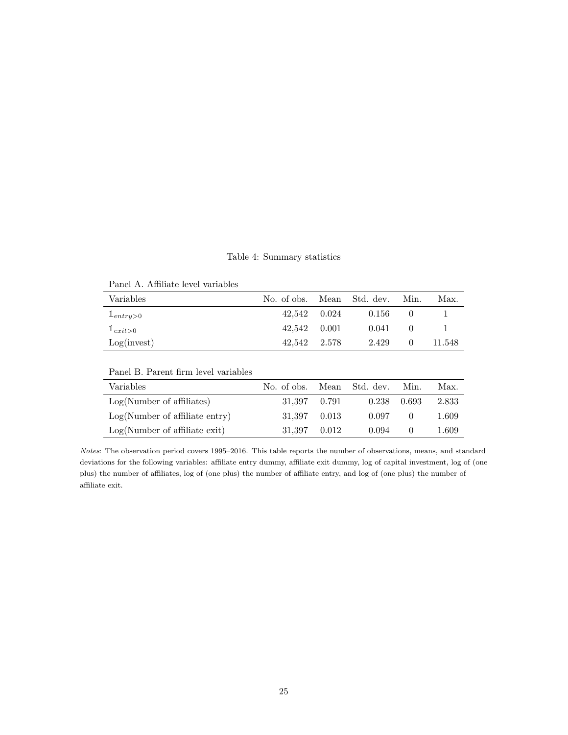Table 4: Summary statistics

Panel A. Affiliate level variables

| Variables | No. of obs. | Mean | Std. dev. | Min. | Max. |
|---|---|---|---|---|---|
| $\mathbb{1}_{entry>0}$ | 42,542 | 0.024 | 0.156 | 0 | 1 |
| $\mathbb{1}_{exit>0}$ | 42,542 | 0.001 | 0.041 | 0 | 1 |
| Log(invest) | 42,542 | 2.578 | 2.429 | 0 | 11.548 |

Panel B. Parent firm level variables

| Variables | No. of obs. | Mean | Std. dev. | Min. | Max. |
|---|---|---|---|---|---|
| Log(Number of affiliates) | 31,397 | 0.791 | 0.238 | 0.693 | 2.833 |
| Log(Number of affiliate entry) | 31,397 | 0.013 | 0.097 | 0 | 1.609 |
| Log(Number of affiliate exit) | 31,397 | 0.012 | 0.094 | 0 | 1.609 |

*Notes*: The observation period covers 1995–2016. This table reports the number of observations, means, and standard deviations for the following variables: affiliate entry dummy, affiliate exit dummy, log of capital investment, log of (one plus) the number of affiliates, log of (one plus) the number of affiliate entry, and log of (one plus) the number of affiliate exit.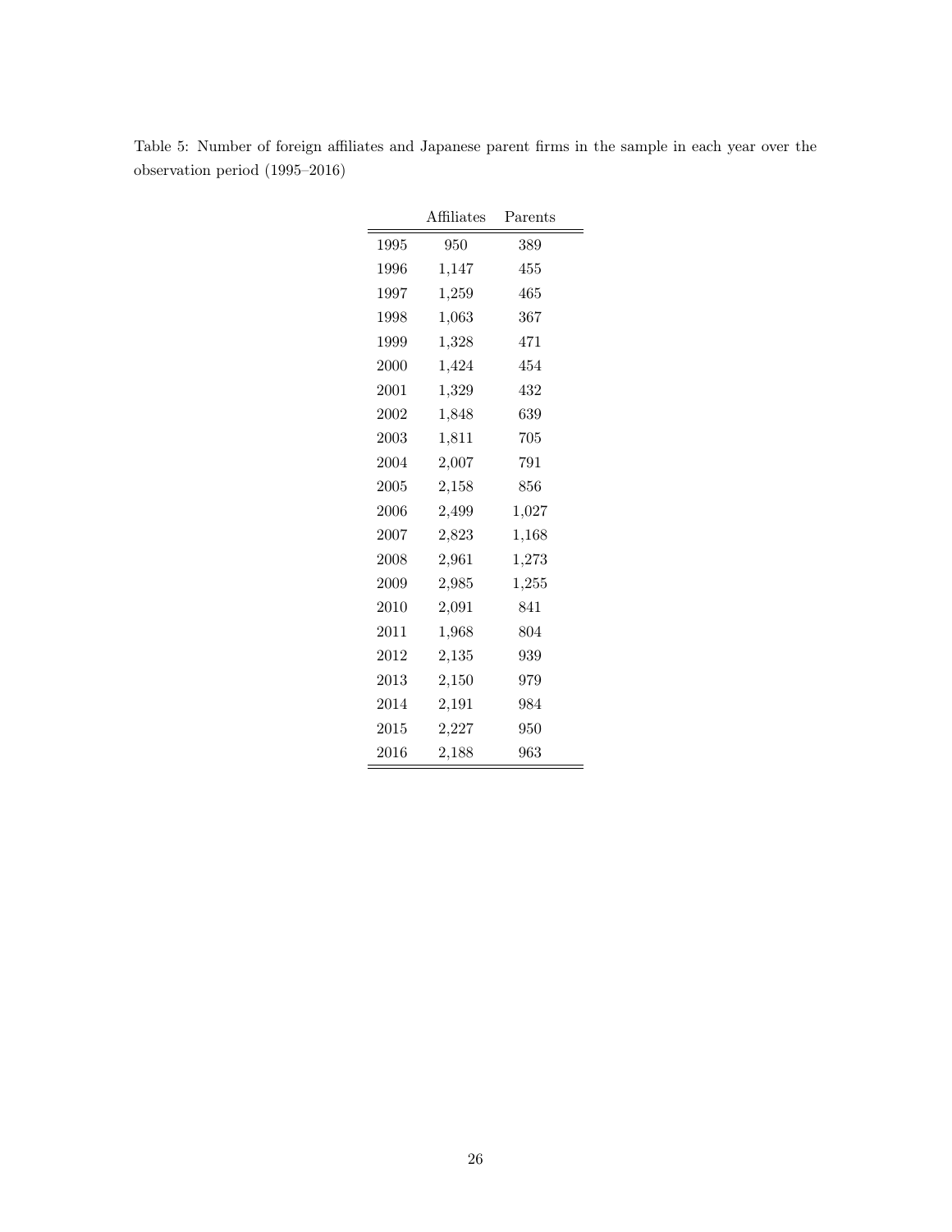Table 5: Number of foreign affiliates and Japanese parent firms in the sample in each year over the observation period (1995–2016)

| | Affiliates | Parents |
|---|---|---|
| 1995 | 950 | 389 |
| 1996 | 1,147 | 455 |
| 1997 | 1,259 | 465 |
| 1998 | 1,063 | 367 |
| 1999 | 1,328 | 471 |
| 2000 | 1,424 | 454 |
| 2001 | 1,329 | 432 |
| 2002 | 1,848 | 639 |
| 2003 | 1,811 | 705 |
| 2004 | 2,007 | 791 |
| 2005 | 2,158 | 856 |
| 2006 | 2,499 | 1,027 |
| 2007 | 2,823 | 1,168 |
| 2008 | 2,961 | 1,273 |
| 2009 | 2,985 | 1,255 |
| 2010 | 2,091 | 841 |
| 2011 | 1,968 | 804 |
| 2012 | 2,135 | 939 |
| 2013 | 2,150 | 979 |
| 2014 | 2,191 | 984 |
| 2015 | 2,227 | 950 |
| 2016 | 2,188 | 963 |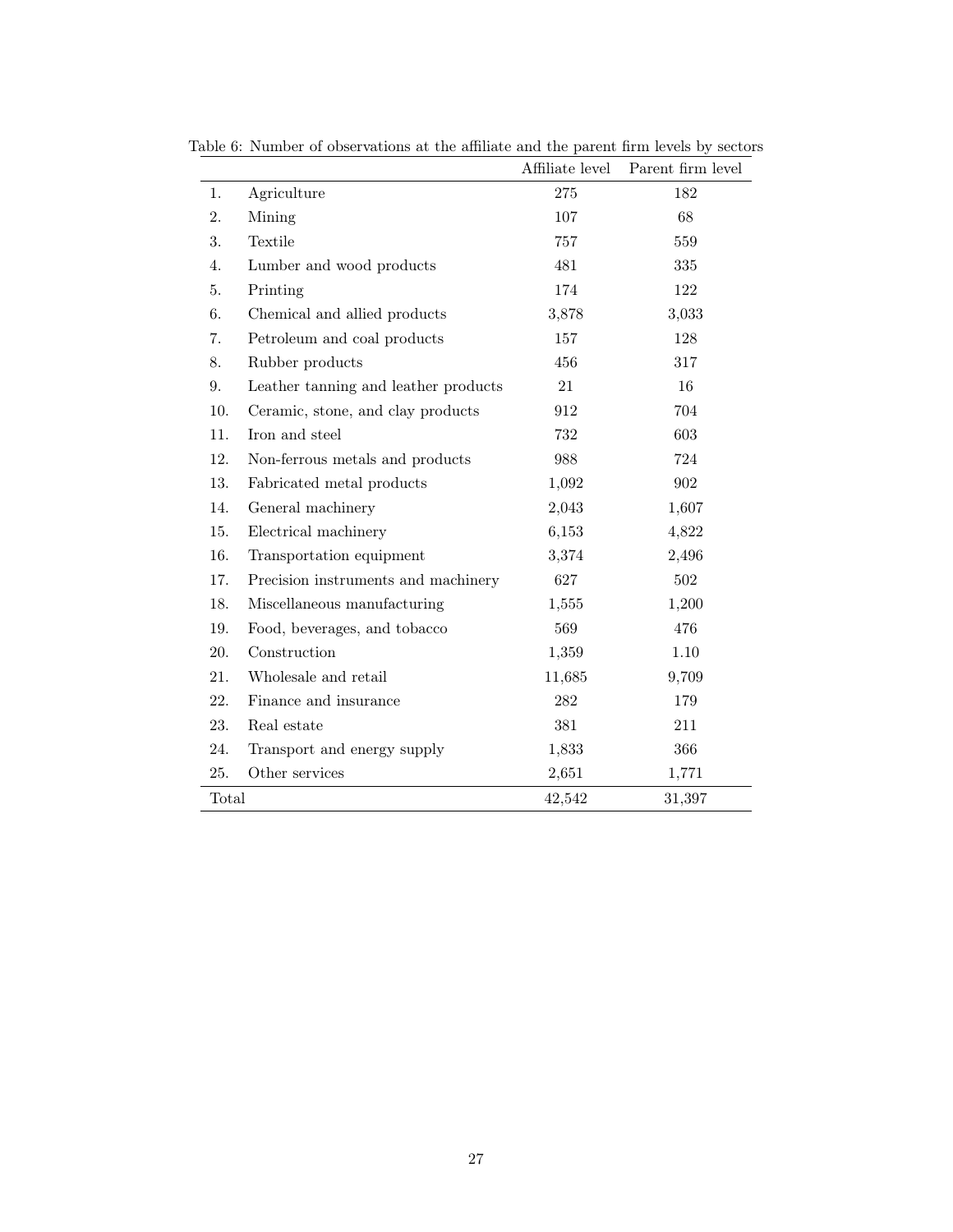Table 6: Number of observations at the affiliate and the parent firm levels by sectors

| | | Affiliate level | Parent firm level |
|---|---|---|---|
| 1. | Agriculture | 275 | 182 |
| 2. | Mining | 107 | 68 |
| 3. | Textile | 757 | 559 |
| 4. | Lumber and wood products | 481 | 335 |
| 5. | Printing | 174 | 122 |
| 6. | Chemical and allied products | 3,878 | 3,033 |
| 7. | Petroleum and coal products | 157 | 128 |
| 8. | Rubber products | 456 | 317 |
| 9. | Leather tanning and leather products | 21 | 16 |
| 10. | Ceramic, stone, and clay products | 912 | 704 |
| 11. | Iron and steel | 732 | 603 |
| 12. | Non-ferrous metals and products | 988 | 724 |
| 13. | Fabricated metal products | 1,092 | 902 |
| 14. | General machinery | 2,043 | 1,607 |
| 15. | Electrical machinery | 6,153 | 4,822 |
| 16. | Transportation equipment | 3,374 | 2,496 |
| 17. | Precision instruments and machinery | 627 | 502 |
| 18. | Miscellaneous manufacturing | 1,555 | 1,200 |
| 19. | Food, beverages, and tobacco | 569 | 476 |
| 20. | Construction | 1,359 | 1.10 |
| 21. | Wholesale and retail | 11,685 | 9,709 |
| 22. | Finance and insurance | 282 | 179 |
| 23. | Real estate | 381 | 211 |
| 24. | Transport and energy supply | 1,833 | 366 |
| 25. | Other services | 2,651 | 1,771 |
| Total | | 42,542 | 31,397 |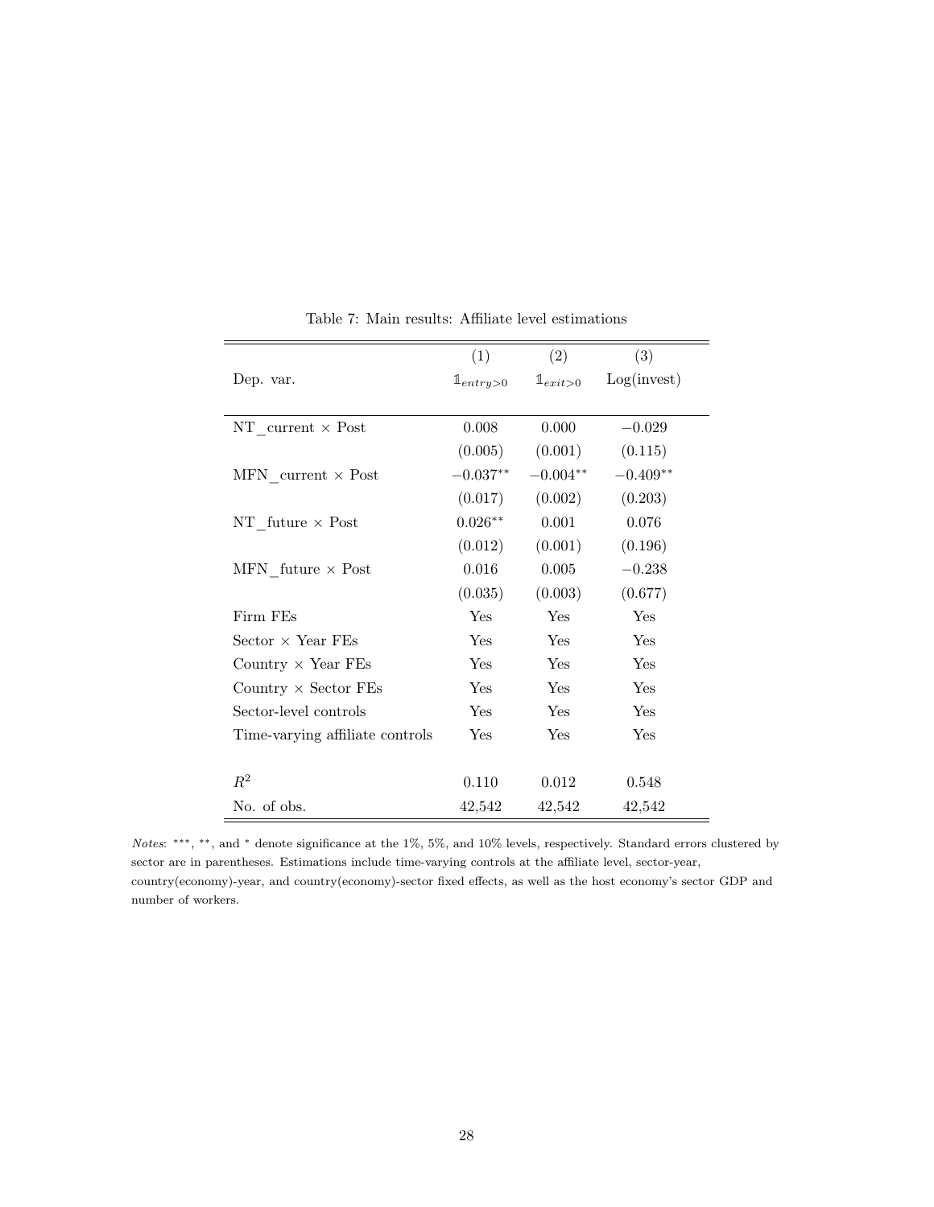Table 7: Main results: Affiliate level estimations

| | (1) | (2) | (3) |
|---|---|---|---|
| Dep. var. | $\mathbb{1}_{entry>0}$ | $\mathbb{1}_{exit>0}$ | Log(invest) |
| NT_current × Post | 0.008 | 0.000 | −0.029 |
| | (0.005) | (0.001) | (0.115) |
| MFN_current × Post | $-0.037^{**}$ | $-0.004^{**}$ | $-0.409^{**}$ |
| | (0.017) | (0.002) | (0.203) |
| NT_future × Post | $0.026^{**}$ | 0.001 | 0.076 |
| | (0.012) | (0.001) | (0.196) |
| MFN_future × Post | 0.016 | 0.005 | −0.238 |
| | (0.035) | (0.003) | (0.677) |
| Firm FEs | Yes | Yes | Yes |
| Sector × Year FEs | Yes | Yes | Yes |
| Country × Year FEs | Yes | Yes | Yes |
| Country × Sector FEs | Yes | Yes | Yes |
| Sector-level controls | Yes | Yes | Yes |
| Time-varying affiliate controls | Yes | Yes | Yes |
| $R^2$ | 0.110 | 0.012 | 0.548 |
| No. of obs. | 42,542 | 42,542 | 42,542 |

*Notes*: ***, **, and * denote significance at the 1%, 5%, and 10% levels, respectively. Standard errors clustered by sector are in parentheses. Estimations include time-varying controls at the affiliate level, sector-year, country(economy)-year, and country(economy)-sector fixed effects, as well as the host economy's sector GDP and number of workers.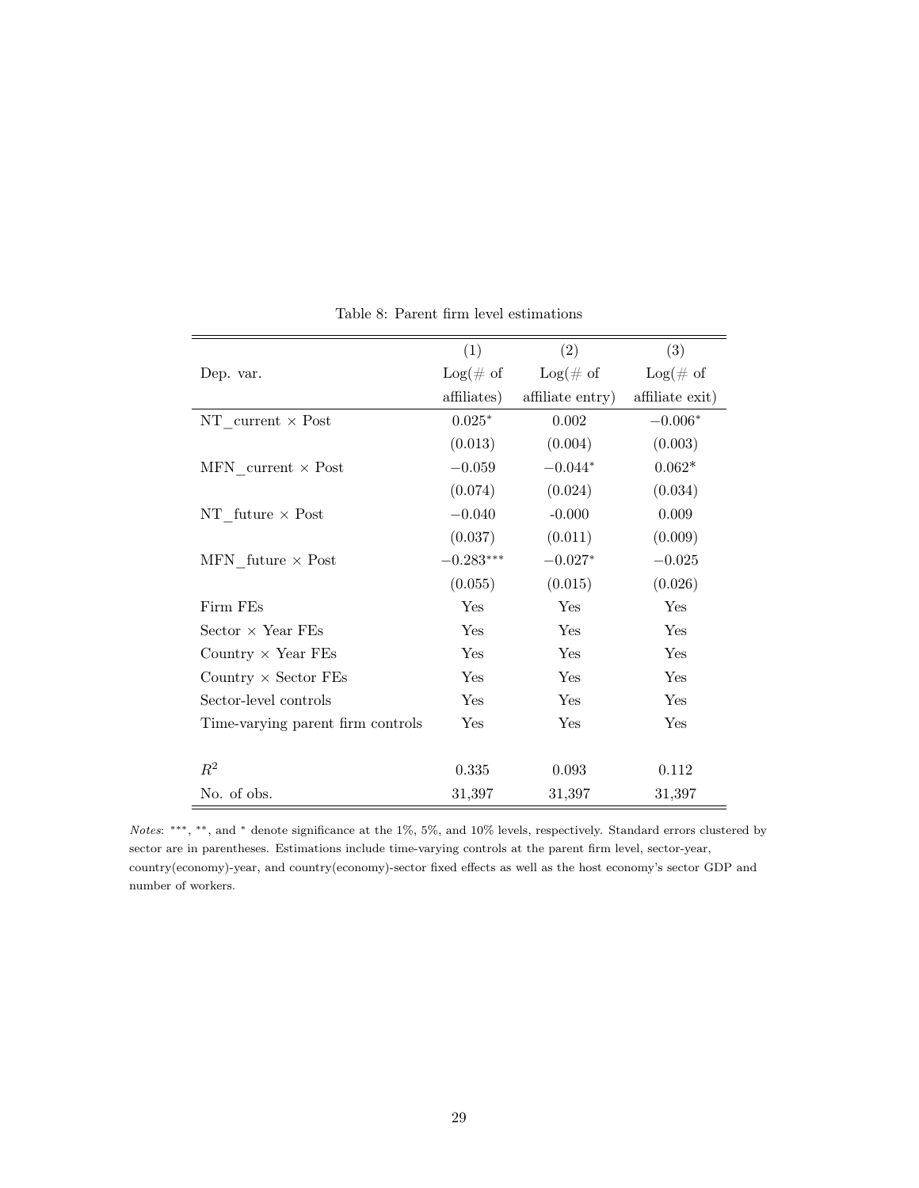Table 8: Parent firm level estimations

| | (1) | (2) | (3) |
|---|---|---|---|
| Dep. var. | Log(# of affiliates) | Log(# of affiliate entry) | Log(# of affiliate exit) |
| NT_current × Post | $0.025^{*}$ | 0.002 | $-0.006^{*}$ |
| | (0.013) | (0.004) | (0.003) |
| MFN_current × Post | $-0.059$ | $-0.044^{*}$ | $0.062^{*}$ |
| | (0.074) | (0.024) | (0.034) |
| NT_future × Post | $-0.040$ | -0.000 | 0.009 |
| | (0.037) | (0.011) | (0.009) |
| MFN_future × Post | $-0.283^{***}$ | $-0.027^{*}$ | $-0.025$ |
| | (0.055) | (0.015) | (0.026) |
| Firm FEs | Yes | Yes | Yes |
| Sector × Year FEs | Yes | Yes | Yes |
| Country × Year FEs | Yes | Yes | Yes |
| Country × Sector FEs | Yes | Yes | Yes |
| Sector-level controls | Yes | Yes | Yes |
| Time-varying parent firm controls | Yes | Yes | Yes |
| $R^2$ | 0.335 | 0.093 | 0.112 |
| No. of obs. | 31,397 | 31,397 | 31,397 |

*Notes*: ***, **, and * denote significance at the 1%, 5%, and 10% levels, respectively. Standard errors clustered by sector are in parentheses. Estimations include time-varying controls at the parent firm level, sector-year, country(economy)-year, and country(economy)-sector fixed effects as well as the host economy's sector GDP and number of workers.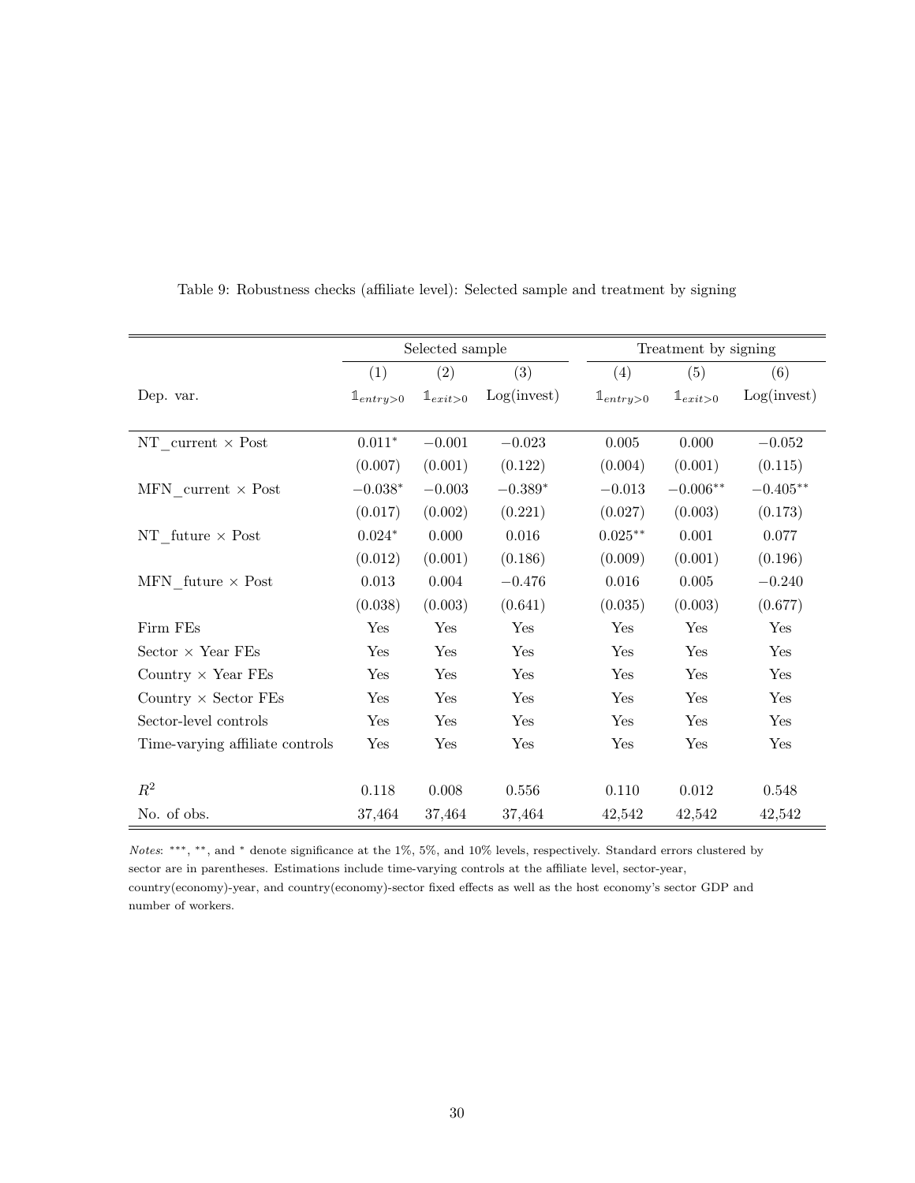Table 9: Robustness checks (affiliate level): Selected sample and treatment by signing

| | Selected sample | | | Treatment by signing | | |
|---|---|---|---|---|---|---|
| | (1) | (2) | (3) | (4) | (5) | (6) |
| Dep. var. | $\mathbb{1}_{entry>0}$ | $\mathbb{1}_{exit>0}$ | Log(invest) | $\mathbb{1}_{entry>0}$ | $\mathbb{1}_{exit>0}$ | Log(invest) |
| NT_current × Post | $0.011^{*}$ | $-0.001$ | $-0.023$ | $0.005$ | $0.000$ | $-0.052$ |
| | (0.007) | (0.001) | (0.122) | (0.004) | (0.001) | (0.115) |
| MFN_current × Post | $-0.038^{*}$ | $-0.003$ | $-0.389^{*}$ | $-0.013$ | $-0.006^{**}$ | $-0.405^{**}$ |
| | (0.017) | (0.002) | (0.221) | (0.027) | (0.003) | (0.173) |
| NT_future × Post | $0.024^{*}$ | $0.000$ | $0.016$ | $0.025^{**}$ | $0.001$ | $0.077$ |
| | (0.012) | (0.001) | (0.186) | (0.009) | (0.001) | (0.196) |
| MFN_future × Post | $0.013$ | $0.004$ | $-0.476$ | $0.016$ | $0.005$ | $-0.240$ |
| | (0.038) | (0.003) | (0.641) | (0.035) | (0.003) | (0.677) |
| Firm FEs | Yes | Yes | Yes | Yes | Yes | Yes |
| Sector × Year FEs | Yes | Yes | Yes | Yes | Yes | Yes |
| Country × Year FEs | Yes | Yes | Yes | Yes | Yes | Yes |
| Country × Sector FEs | Yes | Yes | Yes | Yes | Yes | Yes |
| Sector-level controls | Yes | Yes | Yes | Yes | Yes | Yes |
| Time-varying affiliate controls | Yes | Yes | Yes | Yes | Yes | Yes |
| $R^2$ | 0.118 | 0.008 | 0.556 | 0.110 | 0.012 | 0.548 |
| No. of obs. | 37,464 | 37,464 | 37,464 | 42,542 | 42,542 | 42,542 |

*Notes*: ***, **, and * denote significance at the 1%, 5%, and 10% levels, respectively. Standard errors clustered by sector are in parentheses. Estimations include time-varying controls at the affiliate level, sector-year, country(economy)-year, and country(economy)-sector fixed effects as well as the host economy's sector GDP and number of workers.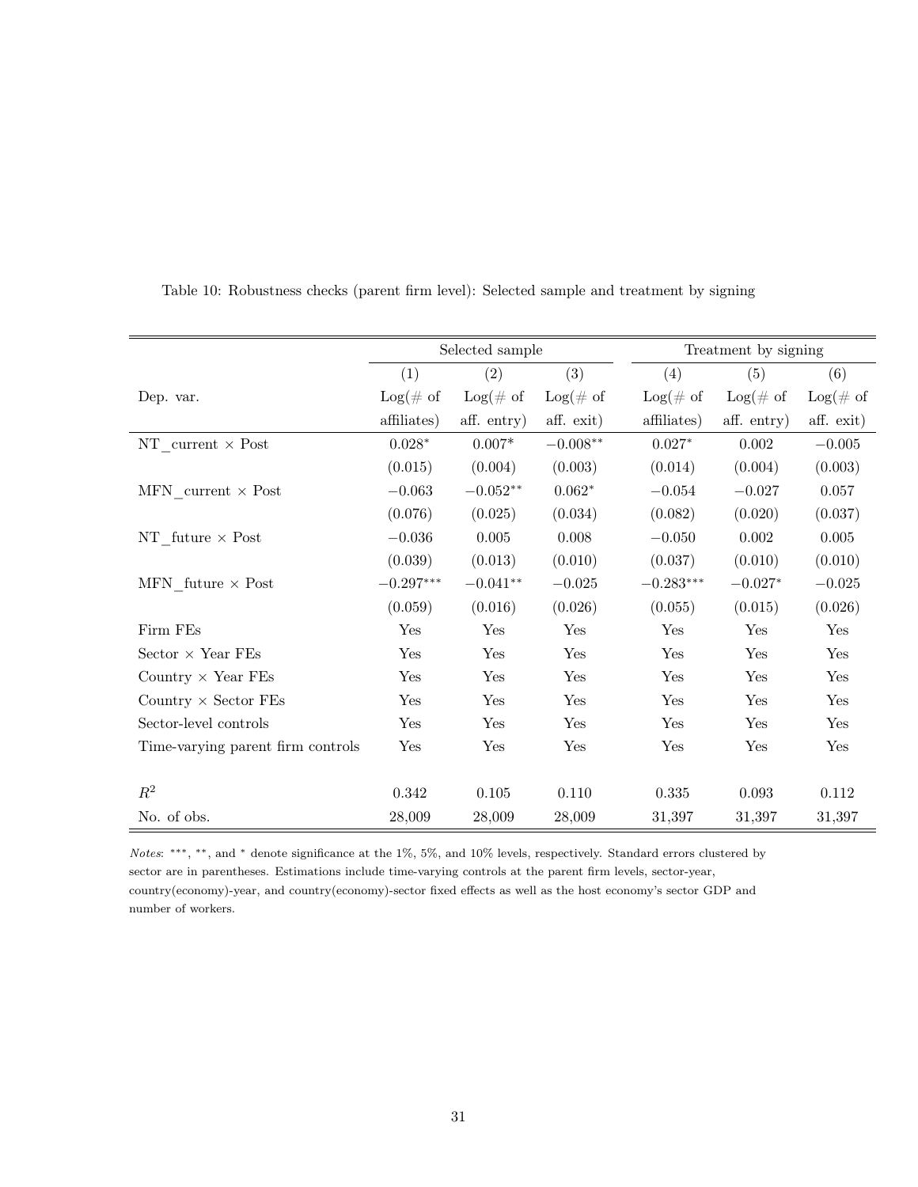Table 10: Robustness checks (parent firm level): Selected sample and treatment by signing

| | Selected sample | | | Treatment by signing | | |
|---|---|---|---|---|---|---|
| | (1) | (2) | (3) | (4) | (5) | (6) |
| Dep. var. | Log(# of affiliates) | Log(# of aff. entry) | Log(# of aff. exit) | Log(# of affiliates) | Log(# of aff. entry) | Log(# of aff. exit) |
| NT_current × Post | $0.028^{*}$ | $0.007^{*}$ | $-0.008^{**}$ | $0.027^{*}$ | 0.002 | −0.005 |
| | (0.015) | (0.004) | (0.003) | (0.014) | (0.004) | (0.003) |
| MFN_current × Post | −0.063 | $-0.052^{**}$ | $0.062^{*}$ | −0.054 | −0.027 | 0.057 |
| | (0.076) | (0.025) | (0.034) | (0.082) | (0.020) | (0.037) |
| NT_future × Post | −0.036 | 0.005 | 0.008 | −0.050 | 0.002 | 0.005 |
| | (0.039) | (0.013) | (0.010) | (0.037) | (0.010) | (0.010) |
| MFN_future × Post | $-0.297^{***}$ | $-0.041^{**}$ | −0.025 | $-0.283^{***}$ | $-0.027^{*}$ | −0.025 |
| | (0.059) | (0.016) | (0.026) | (0.055) | (0.015) | (0.026) |
| Firm FEs | Yes | Yes | Yes | Yes | Yes | Yes |
| Sector × Year FEs | Yes | Yes | Yes | Yes | Yes | Yes |
| Country × Year FEs | Yes | Yes | Yes | Yes | Yes | Yes |
| Country × Sector FEs | Yes | Yes | Yes | Yes | Yes | Yes |
| Sector-level controls | Yes | Yes | Yes | Yes | Yes | Yes |
| Time-varying parent firm controls | Yes | Yes | Yes | Yes | Yes | Yes |
| $R^2$ | 0.342 | 0.105 | 0.110 | 0.335 | 0.093 | 0.112 |
| No. of obs. | 28,009 | 28,009 | 28,009 | 31,397 | 31,397 | 31,397 |

*Notes*: ***, **, and * denote significance at the 1%, 5%, and 10% levels, respectively. Standard errors clustered by sector are in parentheses. Estimations include time-varying controls at the parent firm levels, sector-year, country(economy)-year, and country(economy)-sector fixed effects as well as the host economy's sector GDP and number of workers.